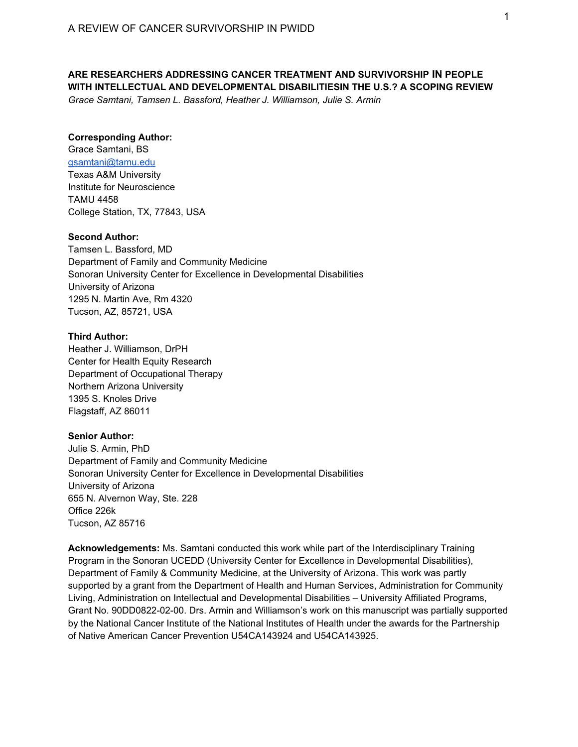# ARE RESEARCHERS ADDRESSING CANCER TREATMENT AND SURVIVORSHIP IN PEOPLE WITH INTELLECTUAL AND DEVELOPMENTAL DISABILITIESIN THE U.S.? A SCOPING REVIEW

*Grace Samtani, Tamsen L. Bassford, Heather J. Williamson, Julie S. Armin*

**Corresponding Author:**
Grace Samtani, BS
gsamtani@tamu.edu
Texas A&M University
Institute for Neuroscience
TAMU 4458
College Station, TX, 77843, USA

**Second Author:**
Tamsen L. Bassford, MD
Department of Family and Community Medicine
Sonoran University Center for Excellence in Developmental Disabilities
University of Arizona
1295 N. Martin Ave, Rm 4320
Tucson, AZ, 85721, USA

**Third Author:**
Heather J. Williamson, DrPH
Center for Health Equity Research
Department of Occupational Therapy
Northern Arizona University
1395 S. Knoles Drive
Flagstaff, AZ 86011

**Senior Author:**
Julie S. Armin, PhD
Department of Family and Community Medicine
Sonoran University Center for Excellence in Developmental Disabilities
University of Arizona
655 N. Alvernon Way, Ste. 228
Office 226k
Tucson, AZ 85716

**Acknowledgements:** Ms. Samtani conducted this work while part of the Interdisciplinary Training Program in the Sonoran UCEDD (University Center for Excellence in Developmental Disabilities), Department of Family & Community Medicine, at the University of Arizona. This work was partly supported by a grant from the Department of Health and Human Services, Administration for Community Living, Administration on Intellectual and Developmental Disabilities – University Affiliated Programs, Grant No. 90DD0822-02-00. Drs. Armin and Williamson's work on this manuscript was partially supported by the National Cancer Institute of the National Institutes of Health under the awards for the Partnership of Native American Cancer Prevention U54CA143924 and U54CA143925.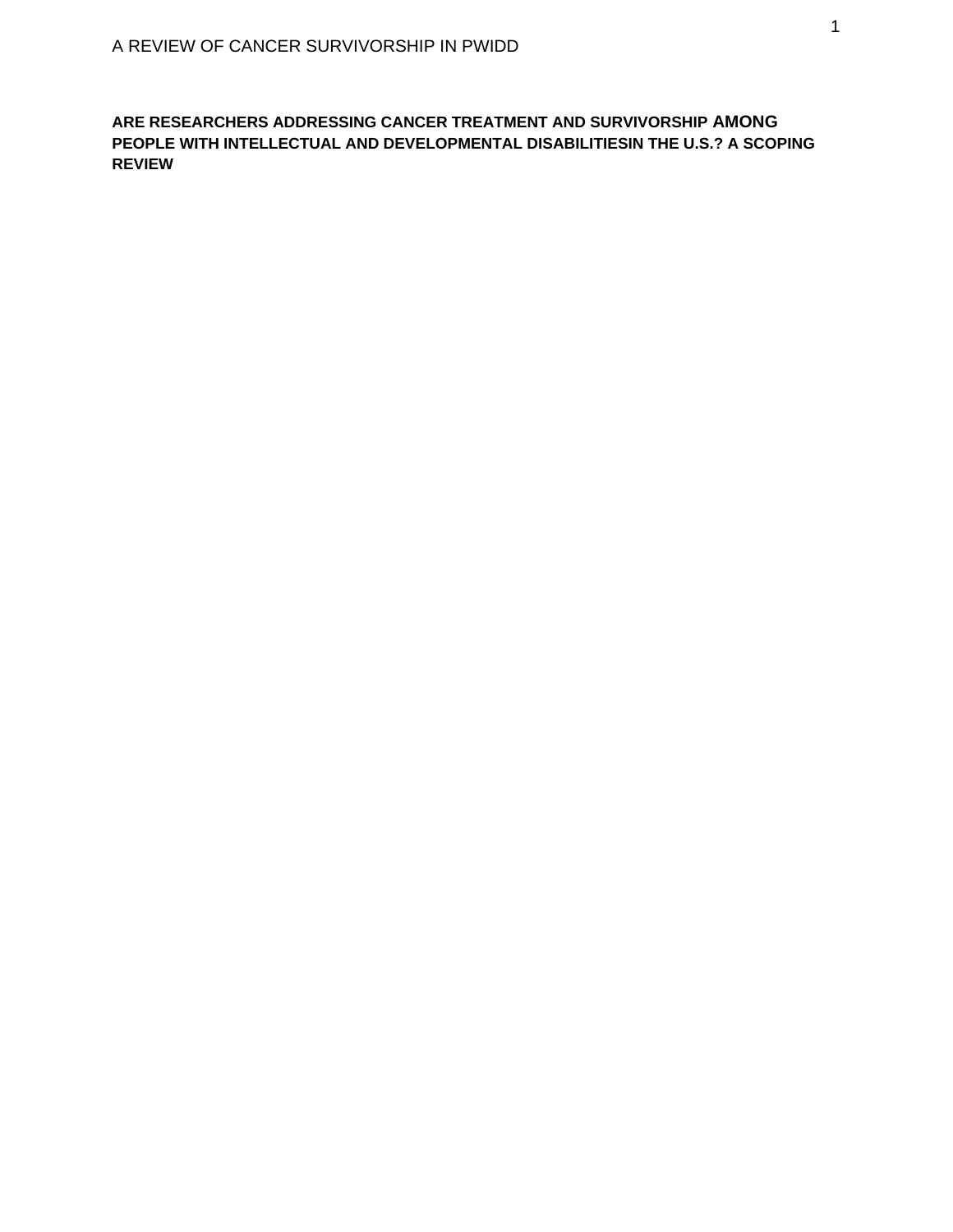**ARE RESEARCHERS ADDRESSING CANCER TREATMENT AND SURVIVORSHIP AMONG PEOPLE WITH INTELLECTUAL AND DEVELOPMENTAL DISABILITIESIN THE U.S.? A SCOPING REVIEW**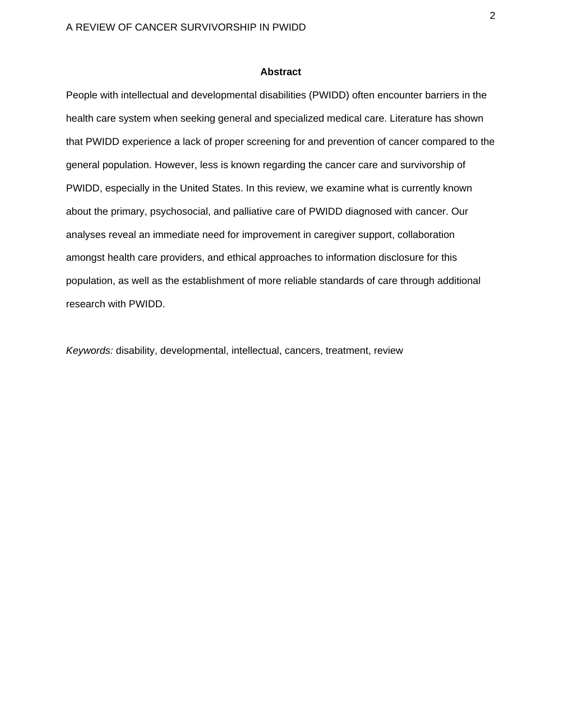# Abstract

People with intellectual and developmental disabilities (PWIDD) often encounter barriers in the health care system when seeking general and specialized medical care. Literature has shown that PWIDD experience a lack of proper screening for and prevention of cancer compared to the general population. However, less is known regarding the cancer care and survivorship of PWIDD, especially in the United States. In this review, we examine what is currently known about the primary, psychosocial, and palliative care of PWIDD diagnosed with cancer. Our analyses reveal an immediate need for improvement in caregiver support, collaboration amongst health care providers, and ethical approaches to information disclosure for this population, as well as the establishment of more reliable standards of care through additional research with PWIDD.

*Keywords:* disability, developmental, intellectual, cancers, treatment, review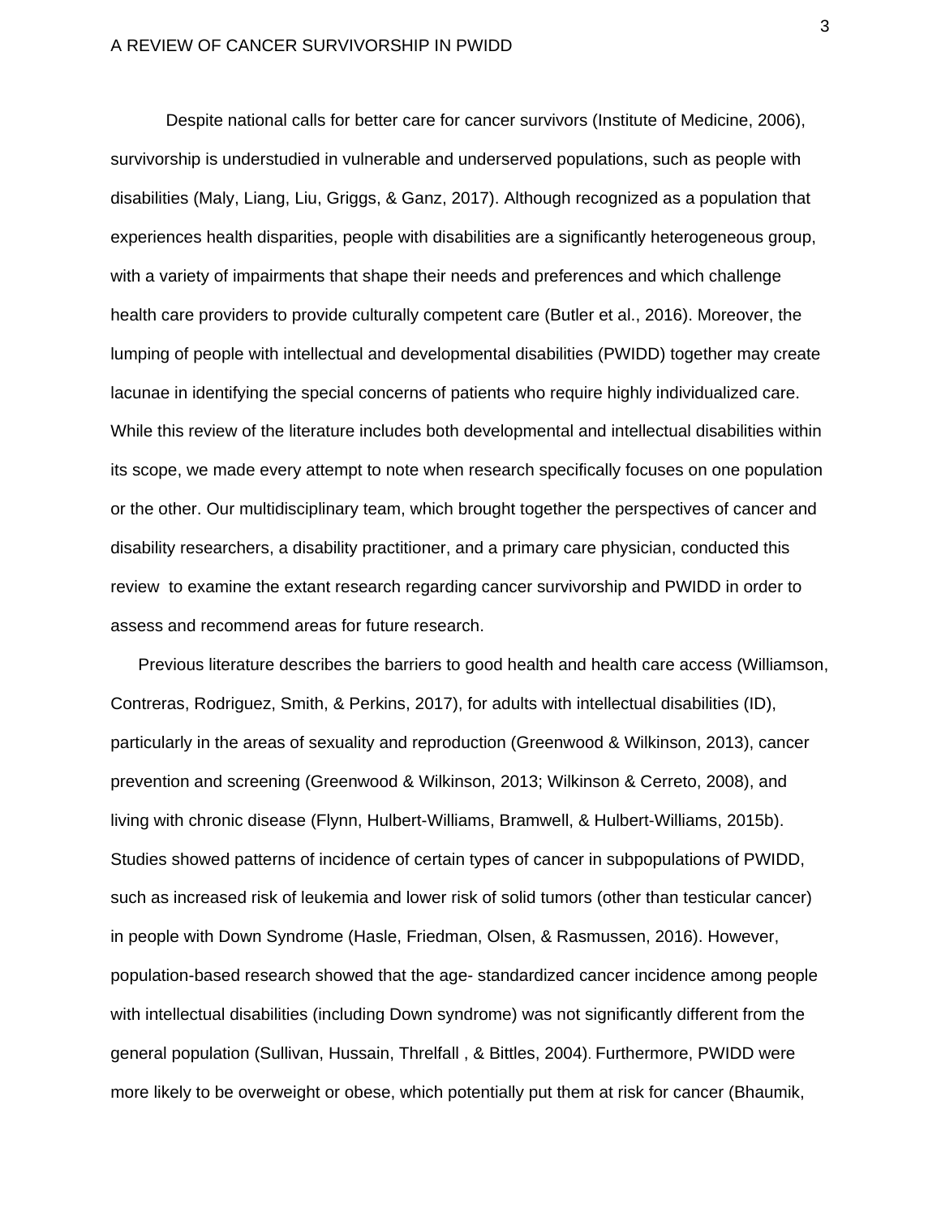Despite national calls for better care for cancer survivors (Institute of Medicine, 2006), survivorship is understudied in vulnerable and underserved populations, such as people with disabilities (Maly, Liang, Liu, Griggs, & Ganz, 2017). Although recognized as a population that experiences health disparities, people with disabilities are a significantly heterogeneous group, with a variety of impairments that shape their needs and preferences and which challenge health care providers to provide culturally competent care (Butler et al., 2016). Moreover, the lumping of people with intellectual and developmental disabilities (PWIDD) together may create lacunae in identifying the special concerns of patients who require highly individualized care. While this review of the literature includes both developmental and intellectual disabilities within its scope, we made every attempt to note when research specifically focuses on one population or the other. Our multidisciplinary team, which brought together the perspectives of cancer and disability researchers, a disability practitioner, and a primary care physician, conducted this review to examine the extant research regarding cancer survivorship and PWIDD in order to assess and recommend areas for future research.

Previous literature describes the barriers to good health and health care access (Williamson, Contreras, Rodriguez, Smith, & Perkins, 2017), for adults with intellectual disabilities (ID), particularly in the areas of sexuality and reproduction (Greenwood & Wilkinson, 2013), cancer prevention and screening (Greenwood & Wilkinson, 2013; Wilkinson & Cerreto, 2008), and living with chronic disease (Flynn, Hulbert-Williams, Bramwell, & Hulbert-Williams, 2015b). Studies showed patterns of incidence of certain types of cancer in subpopulations of PWIDD, such as increased risk of leukemia and lower risk of solid tumors (other than testicular cancer) in people with Down Syndrome (Hasle, Friedman, Olsen, & Rasmussen, 2016). However, population-based research showed that the age- standardized cancer incidence among people with intellectual disabilities (including Down syndrome) was not significantly different from the general population (Sullivan, Hussain, Threlfall , & Bittles, 2004). Furthermore, PWIDD were more likely to be overweight or obese, which potentially put them at risk for cancer (Bhaumik,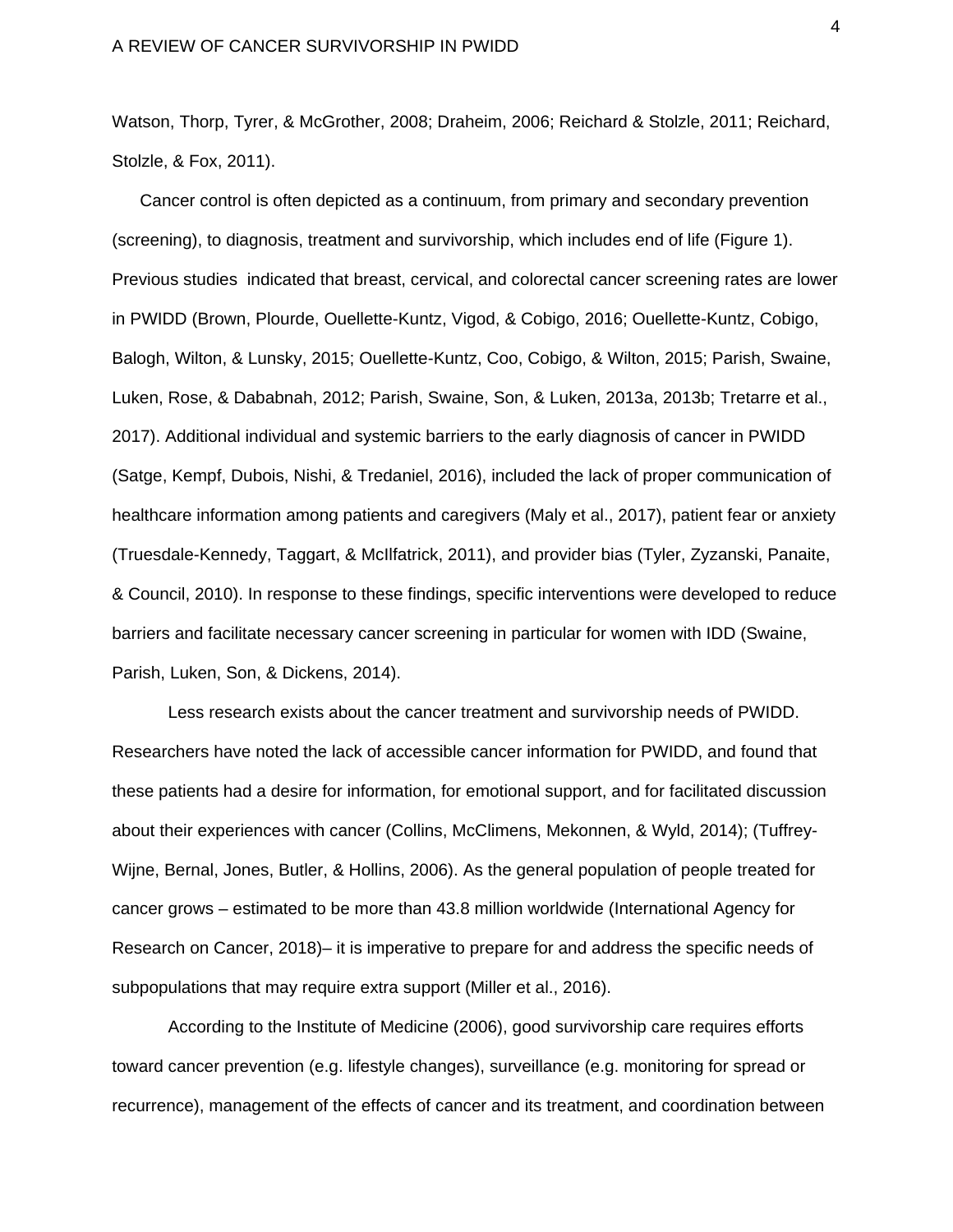Watson, Thorp, Tyrer, & McGrother, 2008; Draheim, 2006; Reichard & Stolzle, 2011; Reichard, Stolzle, & Fox, 2011).

Cancer control is often depicted as a continuum, from primary and secondary prevention (screening), to diagnosis, treatment and survivorship, which includes end of life (Figure 1). Previous studies indicated that breast, cervical, and colorectal cancer screening rates are lower in PWIDD (Brown, Plourde, Ouellette-Kuntz, Vigod, & Cobigo, 2016; Ouellette-Kuntz, Cobigo, Balogh, Wilton, & Lunsky, 2015; Ouellette-Kuntz, Coo, Cobigo, & Wilton, 2015; Parish, Swaine, Luken, Rose, & Dababnah, 2012; Parish, Swaine, Son, & Luken, 2013a, 2013b; Tretarre et al., 2017). Additional individual and systemic barriers to the early diagnosis of cancer in PWIDD (Satge, Kempf, Dubois, Nishi, & Tredaniel, 2016), included the lack of proper communication of healthcare information among patients and caregivers (Maly et al., 2017), patient fear or anxiety (Truesdale-Kennedy, Taggart, & McIlfatrick, 2011), and provider bias (Tyler, Zyzanski, Panaite, & Council, 2010). In response to these findings, specific interventions were developed to reduce barriers and facilitate necessary cancer screening in particular for women with IDD (Swaine, Parish, Luken, Son, & Dickens, 2014).

Less research exists about the cancer treatment and survivorship needs of PWIDD. Researchers have noted the lack of accessible cancer information for PWIDD, and found that these patients had a desire for information, for emotional support, and for facilitated discussion about their experiences with cancer (Collins, McClimens, Mekonnen, & Wyld, 2014); (Tuffrey-Wijne, Bernal, Jones, Butler, & Hollins, 2006). As the general population of people treated for cancer grows – estimated to be more than 43.8 million worldwide (International Agency for Research on Cancer, 2018)– it is imperative to prepare for and address the specific needs of subpopulations that may require extra support (Miller et al., 2016).

According to the Institute of Medicine (2006), good survivorship care requires efforts toward cancer prevention (e.g. lifestyle changes), surveillance (e.g. monitoring for spread or recurrence), management of the effects of cancer and its treatment, and coordination between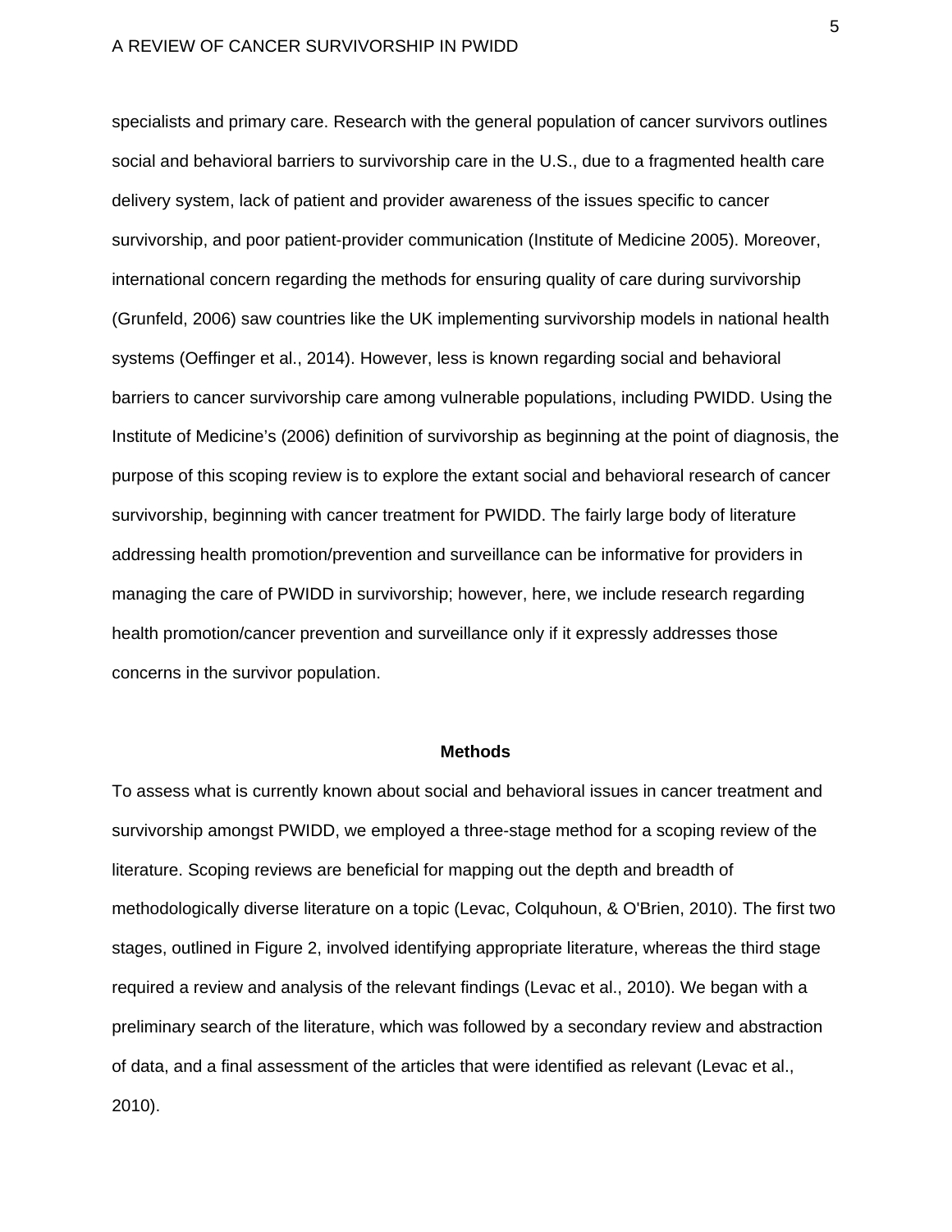specialists and primary care. Research with the general population of cancer survivors outlines social and behavioral barriers to survivorship care in the U.S., due to a fragmented health care delivery system, lack of patient and provider awareness of the issues specific to cancer survivorship, and poor patient-provider communication (Institute of Medicine 2005). Moreover, international concern regarding the methods for ensuring quality of care during survivorship (Grunfeld, 2006) saw countries like the UK implementing survivorship models in national health systems (Oeffinger et al., 2014). However, less is known regarding social and behavioral barriers to cancer survivorship care among vulnerable populations, including PWIDD. Using the Institute of Medicine's (2006) definition of survivorship as beginning at the point of diagnosis, the purpose of this scoping review is to explore the extant social and behavioral research of cancer survivorship, beginning with cancer treatment for PWIDD. The fairly large body of literature addressing health promotion/prevention and surveillance can be informative for providers in managing the care of PWIDD in survivorship; however, here, we include research regarding health promotion/cancer prevention and surveillance only if it expressly addresses those concerns in the survivor population.

## Methods

To assess what is currently known about social and behavioral issues in cancer treatment and survivorship amongst PWIDD, we employed a three-stage method for a scoping review of the literature. Scoping reviews are beneficial for mapping out the depth and breadth of methodologically diverse literature on a topic (Levac, Colquhoun, & O'Brien, 2010). The first two stages, outlined in Figure 2, involved identifying appropriate literature, whereas the third stage required a review and analysis of the relevant findings (Levac et al., 2010). We began with a preliminary search of the literature, which was followed by a secondary review and abstraction of data, and a final assessment of the articles that were identified as relevant (Levac et al., 2010).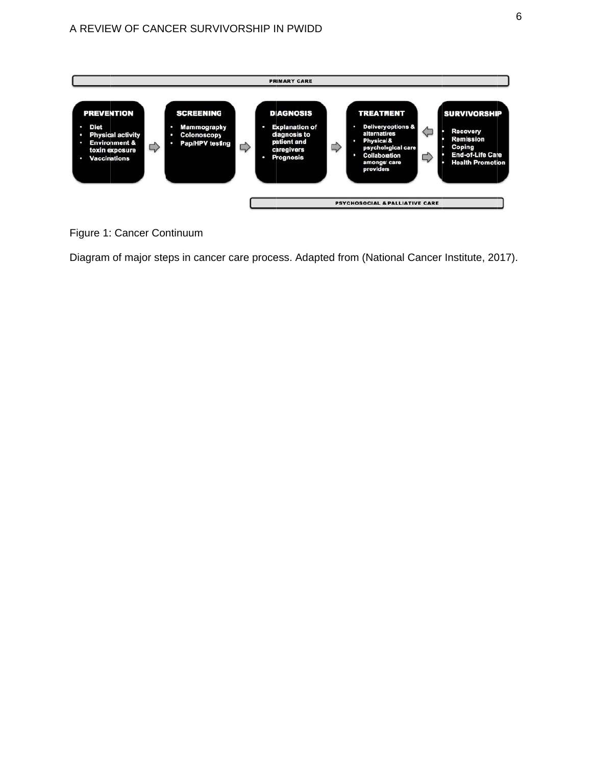PRIMARY CARE

**PREVENTION**
- Diet
- Physical activity
- Environment & toxin exposure
- Vaccinations

**SCREENING**
- Mammography
- Colonoscopy
- Pap/HPV testing

**DIAGNOSIS**
- Explanation of diagnosis to patient and caregivers
- Prognosis

**TREATMENT**
- Delivery options & alternatives
- Physical & psychological care
- Collaboration amongst care providers

**SURVIVORSHIP**
- Recovery
- Remission
- Coping
- End-of-Life Care
- Health Promotion

PSYCHOSOCIAL & PALLIATIVE CARE

Figure 1: Cancer Continuum

Diagram of major steps in cancer care process. Adapted from (National Cancer Institute, 2017).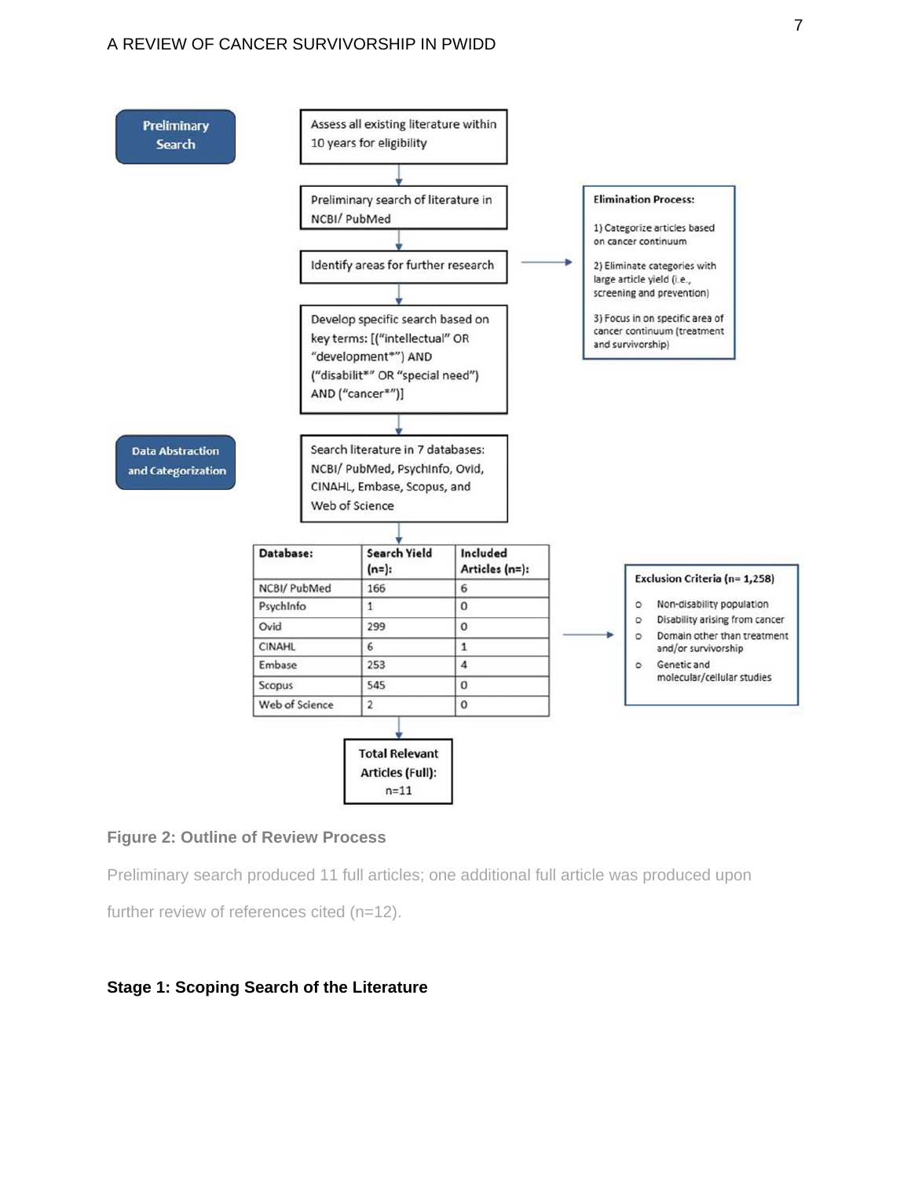**Preliminary Search**

Assess all existing literature within 10 years for eligibility

Preliminary search of literature in NCBI/ PubMed

Identify areas for further research

**Elimination Process:**

1) Categorize articles based on cancer continuum

2) Eliminate categories with large article yield (i.e., screening and prevention)

3) Focus in on specific area of cancer continuum (treatment and survivorship)

Develop specific search based on key terms: [("intellectual" OR "development*") AND ("disabilit*" OR "special need") AND ("cancer*")]

**Data Abstraction and Categorization**

Search literature in 7 databases: NCBI/ PubMed, PsychInfo, Ovid, CINAHL, Embase, Scopus, and Web of Science

| Database: | Search Yield (n=): | Included Articles (n=): |
|---|---|---|
| NCBI/ PubMed | 166 | 6 |
| PsychInfo | 1 | 0 |
| Ovid | 299 | 0 |
| CINAHL | 6 | 1 |
| Embase | 253 | 4 |
| Scopus | 545 | 0 |
| Web of Science | 2 | 0 |

**Exclusion Criteria (n= 1,258)**

- Non-disability population
- Disability arising from cancer
- Domain other than treatment and/or survivorship
- Genetic and molecular/cellular studies

**Total Relevant Articles (Full): n=11**

**Figure 2: Outline of Review Process**

Preliminary search produced 11 full articles; one additional full article was produced upon further review of references cited (n=12).

## Stage 1: Scoping Search of the Literature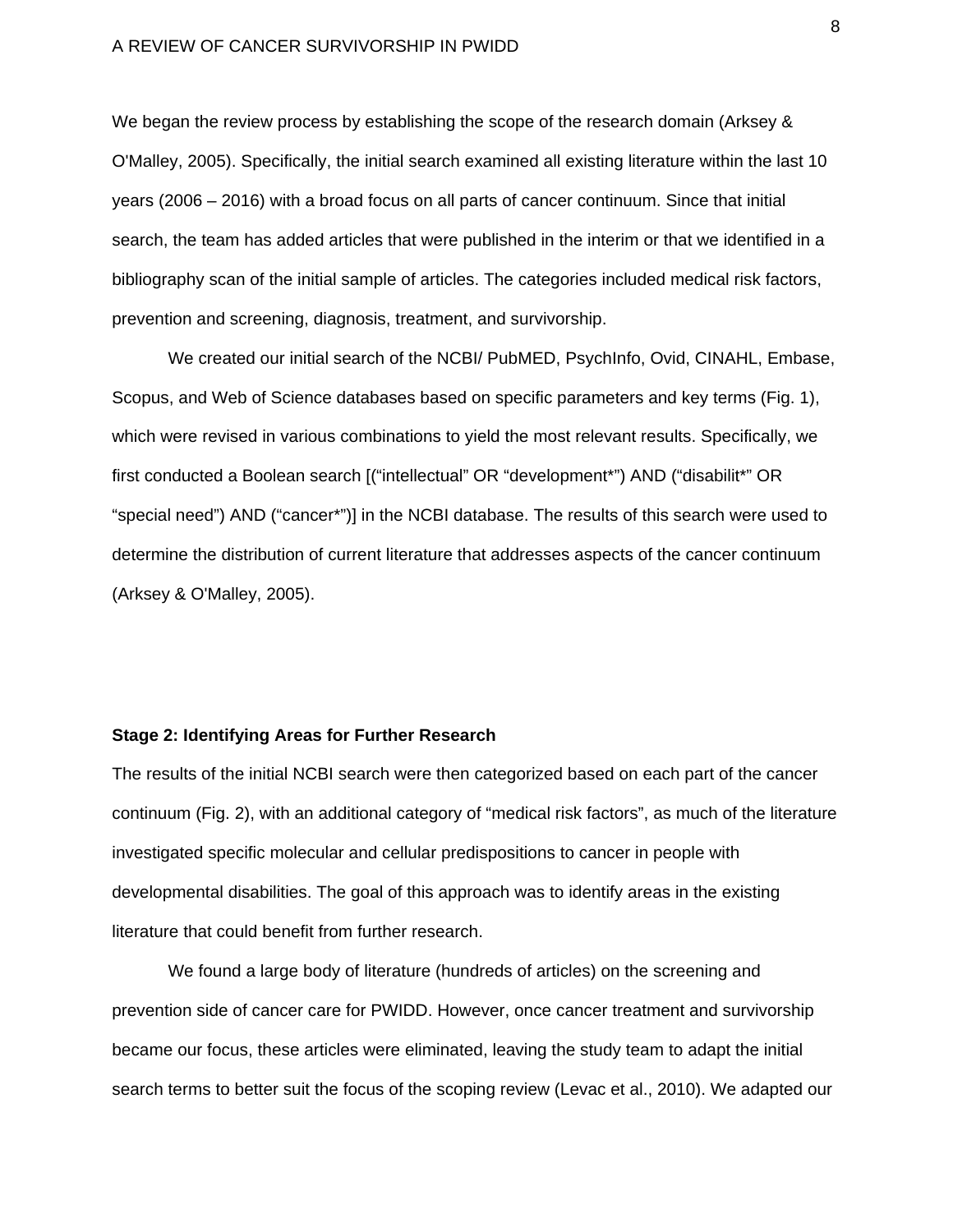We began the review process by establishing the scope of the research domain (Arksey & O'Malley, 2005). Specifically, the initial search examined all existing literature within the last 10 years (2006 – 2016) with a broad focus on all parts of cancer continuum. Since that initial search, the team has added articles that were published in the interim or that we identified in a bibliography scan of the initial sample of articles. The categories included medical risk factors, prevention and screening, diagnosis, treatment, and survivorship.

We created our initial search of the NCBI/ PubMED, PsychInfo, Ovid, CINAHL, Embase, Scopus, and Web of Science databases based on specific parameters and key terms (Fig. 1), which were revised in various combinations to yield the most relevant results. Specifically, we first conducted a Boolean search [("intellectual" OR "development*") AND ("disabilit*" OR "special need") AND ("cancer*")] in the NCBI database. The results of this search were used to determine the distribution of current literature that addresses aspects of the cancer continuum (Arksey & O'Malley, 2005).

**Stage 2: Identifying Areas for Further Research**

The results of the initial NCBI search were then categorized based on each part of the cancer continuum (Fig. 2), with an additional category of "medical risk factors", as much of the literature investigated specific molecular and cellular predispositions to cancer in people with developmental disabilities. The goal of this approach was to identify areas in the existing literature that could benefit from further research.

We found a large body of literature (hundreds of articles) on the screening and prevention side of cancer care for PWIDD. However, once cancer treatment and survivorship became our focus, these articles were eliminated, leaving the study team to adapt the initial search terms to better suit the focus of the scoping review (Levac et al., 2010). We adapted our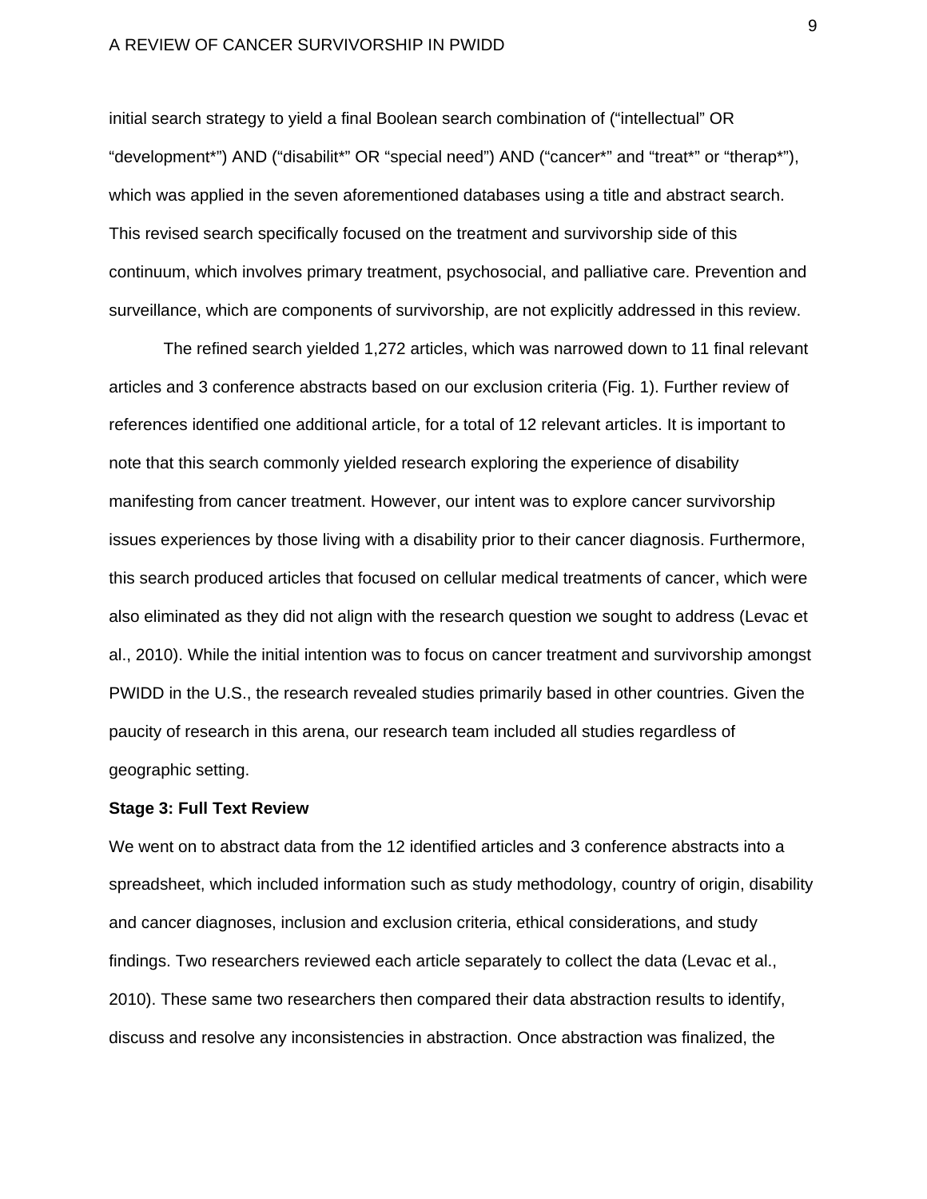initial search strategy to yield a final Boolean search combination of (“intellectual” OR “development*”) AND (“disabilit*” OR “special need”) AND (“cancer*” and “treat*” or “therap*”), which was applied in the seven aforementioned databases using a title and abstract search. This revised search specifically focused on the treatment and survivorship side of this continuum, which involves primary treatment, psychosocial, and palliative care. Prevention and surveillance, which are components of survivorship, are not explicitly addressed in this review.

The refined search yielded 1,272 articles, which was narrowed down to 11 final relevant articles and 3 conference abstracts based on our exclusion criteria (Fig. 1). Further review of references identified one additional article, for a total of 12 relevant articles. It is important to note that this search commonly yielded research exploring the experience of disability manifesting from cancer treatment. However, our intent was to explore cancer survivorship issues experiences by those living with a disability prior to their cancer diagnosis. Furthermore, this search produced articles that focused on cellular medical treatments of cancer, which were also eliminated as they did not align with the research question we sought to address (Levac et al., 2010). While the initial intention was to focus on cancer treatment and survivorship amongst PWIDD in the U.S., the research revealed studies primarily based in other countries. Given the paucity of research in this arena, our research team included all studies regardless of geographic setting.

**Stage 3: Full Text Review**

We went on to abstract data from the 12 identified articles and 3 conference abstracts into a spreadsheet, which included information such as study methodology, country of origin, disability and cancer diagnoses, inclusion and exclusion criteria, ethical considerations, and study findings. Two researchers reviewed each article separately to collect the data (Levac et al., 2010). These same two researchers then compared their data abstraction results to identify, discuss and resolve any inconsistencies in abstraction. Once abstraction was finalized, the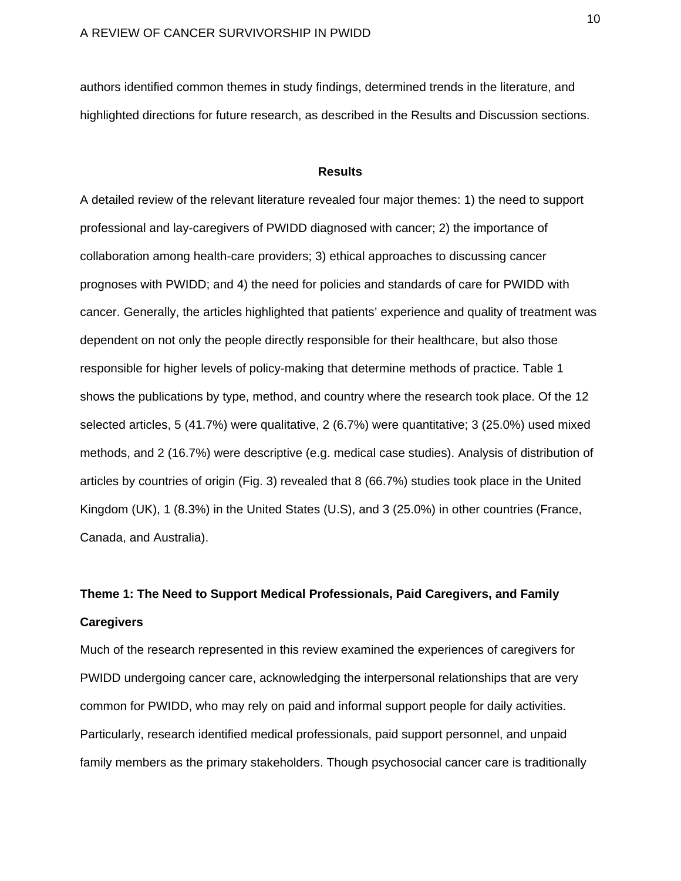authors identified common themes in study findings, determined trends in the literature, and highlighted directions for future research, as described in the Results and Discussion sections.

## Results

A detailed review of the relevant literature revealed four major themes: 1) the need to support professional and lay-caregivers of PWIDD diagnosed with cancer; 2) the importance of collaboration among health-care providers; 3) ethical approaches to discussing cancer prognoses with PWIDD; and 4) the need for policies and standards of care for PWIDD with cancer. Generally, the articles highlighted that patients' experience and quality of treatment was dependent on not only the people directly responsible for their healthcare, but also those responsible for higher levels of policy-making that determine methods of practice. Table 1 shows the publications by type, method, and country where the research took place. Of the 12 selected articles, 5 (41.7%) were qualitative, 2 (6.7%) were quantitative; 3 (25.0%) used mixed methods, and 2 (16.7%) were descriptive (e.g. medical case studies). Analysis of distribution of articles by countries of origin (Fig. 3) revealed that 8 (66.7%) studies took place in the United Kingdom (UK), 1 (8.3%) in the United States (U.S), and 3 (25.0%) in other countries (France, Canada, and Australia).

### Theme 1: The Need to Support Medical Professionals, Paid Caregivers, and Family Caregivers

Much of the research represented in this review examined the experiences of caregivers for PWIDD undergoing cancer care, acknowledging the interpersonal relationships that are very common for PWIDD, who may rely on paid and informal support people for daily activities. Particularly, research identified medical professionals, paid support personnel, and unpaid family members as the primary stakeholders. Though psychosocial cancer care is traditionally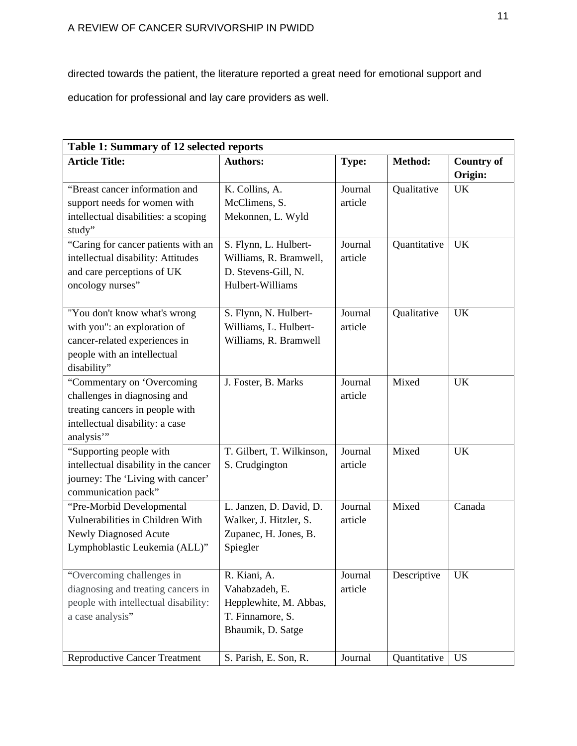directed towards the patient, the literature reported a great need for emotional support and education for professional and lay care providers as well.

| Table 1: Summary of 12 selected reports | | | | |
|---|---|---|---|---|
| **Article Title:** | **Authors:** | **Type:** | **Method:** | **Country of Origin:** |
| "Breast cancer information and support needs for women with intellectual disabilities: a scoping study" | K. Collins, A. McClimens, S. Mekonnen, L. Wyld | Journal article | Qualitative | UK |
| "Caring for cancer patients with an intellectual disability: Attitudes and care perceptions of UK oncology nurses" | S. Flynn, L. Hulbert-Williams, R. Bramwell, D. Stevens-Gill, N. Hulbert-Williams | Journal article | Quantitative | UK |
| "You don't know what's wrong with you": an exploration of cancer-related experiences in people with an intellectual disability" | S. Flynn, N. Hulbert-Williams, L. Hulbert-Williams, R. Bramwell | Journal article | Qualitative | UK |
| "Commentary on 'Overcoming challenges in diagnosing and treating cancers in people with intellectual disability: a case analysis'" | J. Foster, B. Marks | Journal article | Mixed | UK |
| "Supporting people with intellectual disability in the cancer journey: The 'Living with cancer' communication pack" | T. Gilbert, T. Wilkinson, S. Crudgington | Journal article | Mixed | UK |
| "Pre-Morbid Developmental Vulnerabilities in Children With Newly Diagnosed Acute Lymphoblastic Leukemia (ALL)" | L. Janzen, D. David, D. Walker, J. Hitzler, S. Zupanec, H. Jones, B. Spiegler | Journal article | Mixed | Canada |
| "Overcoming challenges in diagnosing and treating cancers in people with intellectual disability: a case analysis" | R. Kiani, A. Vahabzadeh, E. Hepplewhite, M. Abbas, T. Finnamore, S. Bhaumik, D. Satge | Journal article | Descriptive | UK |
| Reproductive Cancer Treatment | S. Parish, E. Son, R. | Journal | Quantitative | US |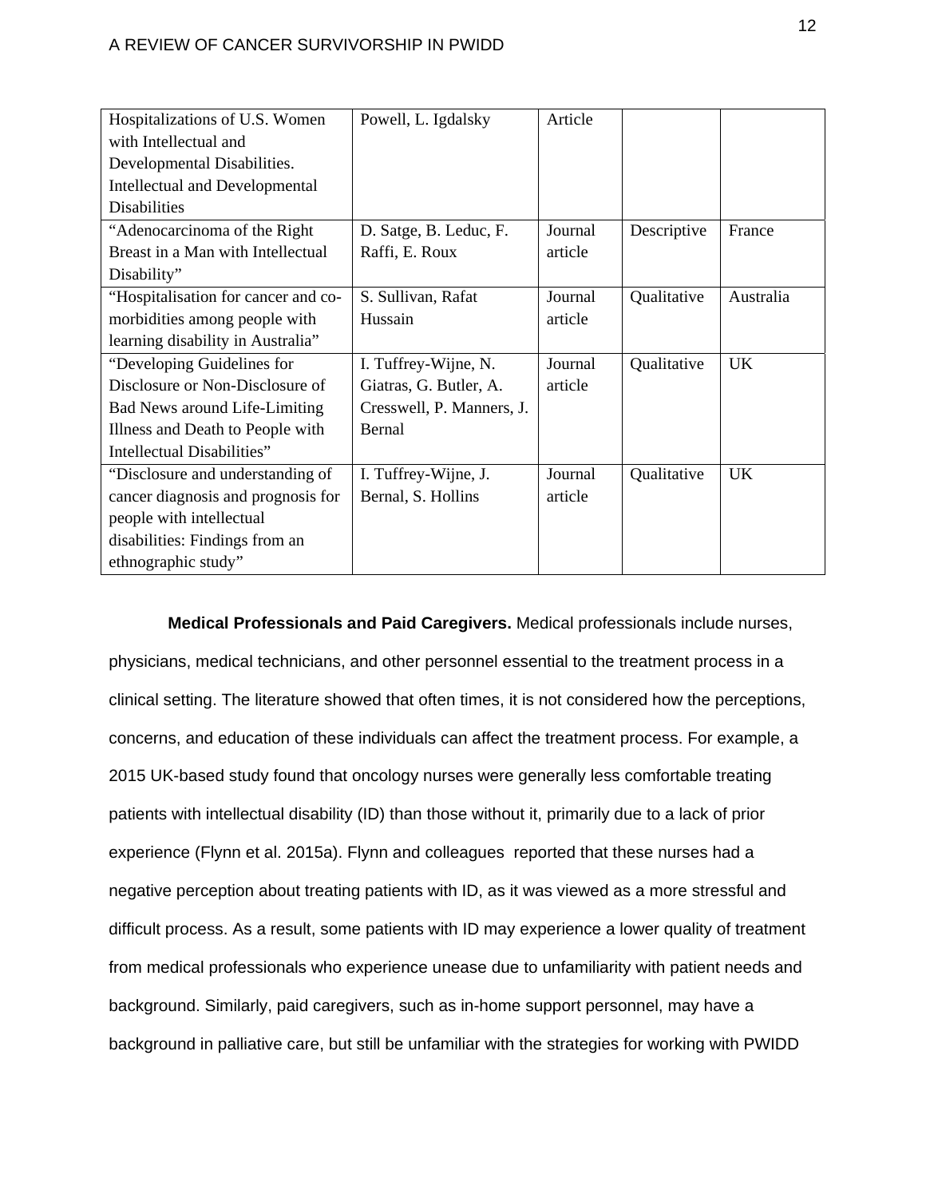| Hospitalizations of U.S. Women with Intellectual and Developmental Disabilities. Intellectual and Developmental Disabilities | Powell, L. Igdalsky | Article | | |
|---|---|---|---|---|
| "Adenocarcinoma of the Right Breast in a Man with Intellectual Disability" | D. Satge, B. Leduc, F. Raffi, E. Roux | Journal article | Descriptive | France |
| "Hospitalisation for cancer and co-morbidities among people with learning disability in Australia" | S. Sullivan, Rafat Hussain | Journal article | Qualitative | Australia |
| "Developing Guidelines for Disclosure or Non-Disclosure of Bad News around Life-Limiting Illness and Death to People with Intellectual Disabilities" | I. Tuffrey-Wijne, N. Giatras, G. Butler, A. Cresswell, P. Manners, J. Bernal | Journal article | Qualitative | UK |
| "Disclosure and understanding of cancer diagnosis and prognosis for people with intellectual disabilities: Findings from an ethnographic study" | I. Tuffrey-Wijne, J. Bernal, S. Hollins | Journal article | Qualitative | UK |

**Medical Professionals and Paid Caregivers.** Medical professionals include nurses, physicians, medical technicians, and other personnel essential to the treatment process in a clinical setting. The literature showed that often times, it is not considered how the perceptions, concerns, and education of these individuals can affect the treatment process. For example, a 2015 UK-based study found that oncology nurses were generally less comfortable treating patients with intellectual disability (ID) than those without it, primarily due to a lack of prior experience (Flynn et al. 2015a). Flynn and colleagues reported that these nurses had a negative perception about treating patients with ID, as it was viewed as a more stressful and difficult process. As a result, some patients with ID may experience a lower quality of treatment from medical professionals who experience unease due to unfamiliarity with patient needs and background. Similarly, paid caregivers, such as in-home support personnel, may have a background in palliative care, but still be unfamiliar with the strategies for working with PWIDD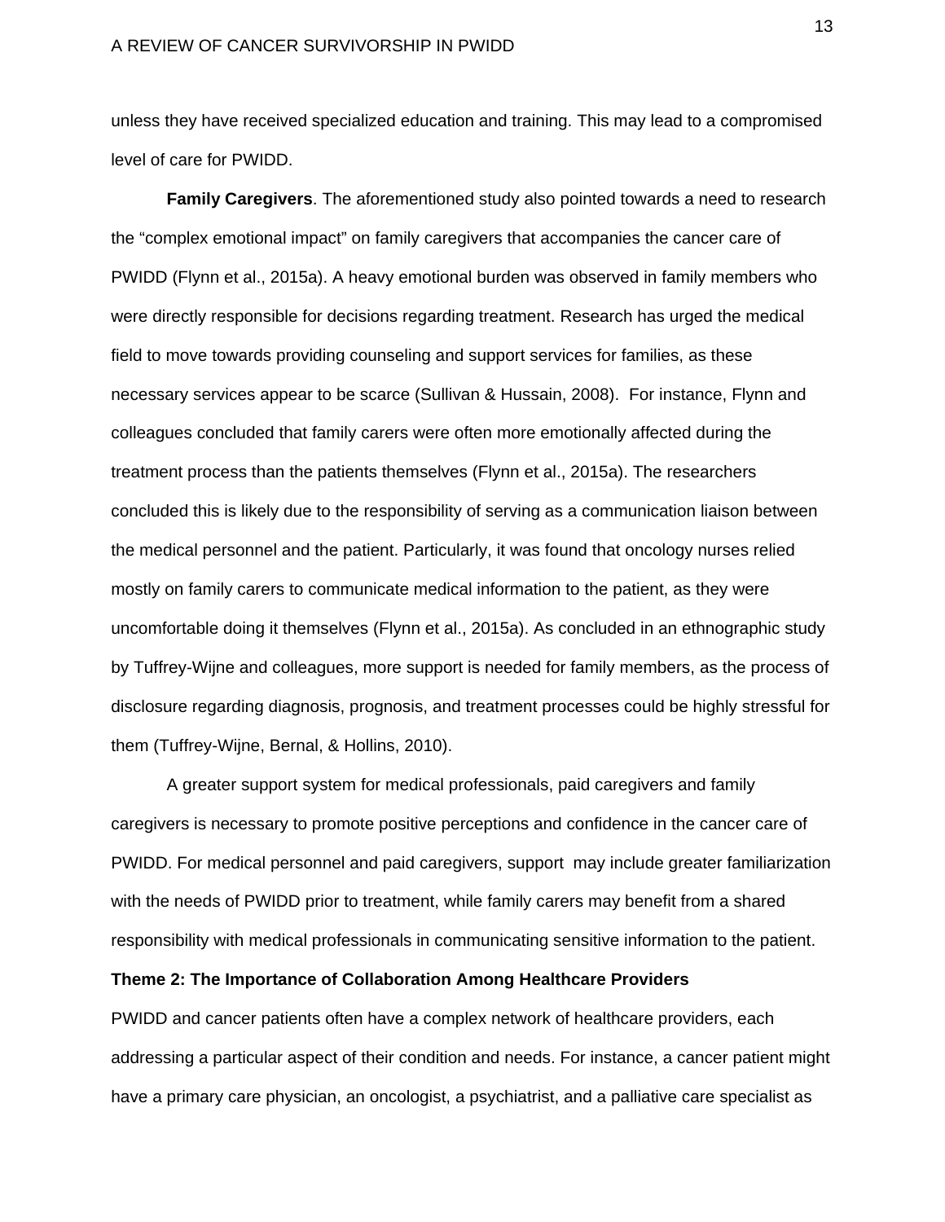unless they have received specialized education and training. This may lead to a compromised level of care for PWIDD.

**Family Caregivers**. The aforementioned study also pointed towards a need to research the "complex emotional impact" on family caregivers that accompanies the cancer care of PWIDD (Flynn et al., 2015a). A heavy emotional burden was observed in family members who were directly responsible for decisions regarding treatment. Research has urged the medical field to move towards providing counseling and support services for families, as these necessary services appear to be scarce (Sullivan & Hussain, 2008). For instance, Flynn and colleagues concluded that family carers were often more emotionally affected during the treatment process than the patients themselves (Flynn et al., 2015a). The researchers concluded this is likely due to the responsibility of serving as a communication liaison between the medical personnel and the patient. Particularly, it was found that oncology nurses relied mostly on family carers to communicate medical information to the patient, as they were uncomfortable doing it themselves (Flynn et al., 2015a). As concluded in an ethnographic study by Tuffrey-Wijne and colleagues, more support is needed for family members, as the process of disclosure regarding diagnosis, prognosis, and treatment processes could be highly stressful for them (Tuffrey-Wijne, Bernal, & Hollins, 2010).

A greater support system for medical professionals, paid caregivers and family caregivers is necessary to promote positive perceptions and confidence in the cancer care of PWIDD. For medical personnel and paid caregivers, support may include greater familiarization with the needs of PWIDD prior to treatment, while family carers may benefit from a shared responsibility with medical professionals in communicating sensitive information to the patient.

**Theme 2: The Importance of Collaboration Among Healthcare Providers**

PWIDD and cancer patients often have a complex network of healthcare providers, each addressing a particular aspect of their condition and needs. For instance, a cancer patient might have a primary care physician, an oncologist, a psychiatrist, and a palliative care specialist as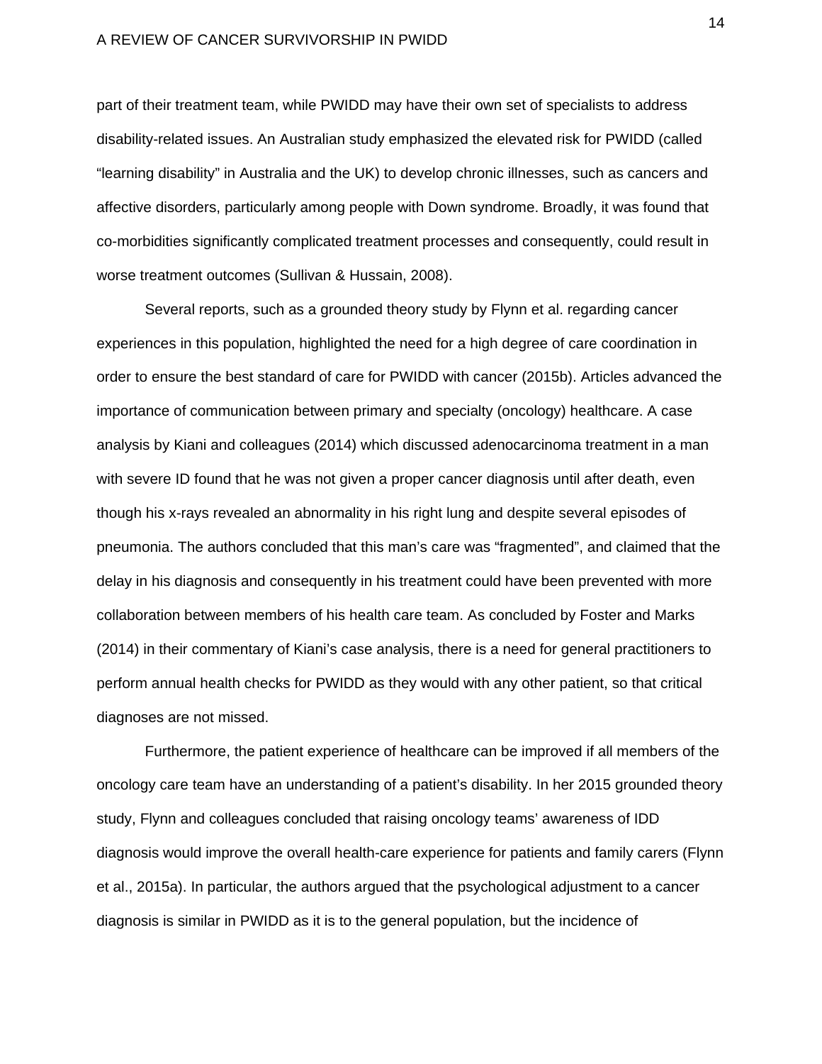part of their treatment team, while PWIDD may have their own set of specialists to address disability-related issues. An Australian study emphasized the elevated risk for PWIDD (called "learning disability" in Australia and the UK) to develop chronic illnesses, such as cancers and affective disorders, particularly among people with Down syndrome. Broadly, it was found that co-morbidities significantly complicated treatment processes and consequently, could result in worse treatment outcomes (Sullivan & Hussain, 2008).

Several reports, such as a grounded theory study by Flynn et al. regarding cancer experiences in this population, highlighted the need for a high degree of care coordination in order to ensure the best standard of care for PWIDD with cancer (2015b). Articles advanced the importance of communication between primary and specialty (oncology) healthcare. A case analysis by Kiani and colleagues (2014) which discussed adenocarcinoma treatment in a man with severe ID found that he was not given a proper cancer diagnosis until after death, even though his x-rays revealed an abnormality in his right lung and despite several episodes of pneumonia. The authors concluded that this man's care was "fragmented", and claimed that the delay in his diagnosis and consequently in his treatment could have been prevented with more collaboration between members of his health care team. As concluded by Foster and Marks (2014) in their commentary of Kiani's case analysis, there is a need for general practitioners to perform annual health checks for PWIDD as they would with any other patient, so that critical diagnoses are not missed.

Furthermore, the patient experience of healthcare can be improved if all members of the oncology care team have an understanding of a patient's disability. In her 2015 grounded theory study, Flynn and colleagues concluded that raising oncology teams' awareness of IDD diagnosis would improve the overall health-care experience for patients and family carers (Flynn et al., 2015a). In particular, the authors argued that the psychological adjustment to a cancer diagnosis is similar in PWIDD as it is to the general population, but the incidence of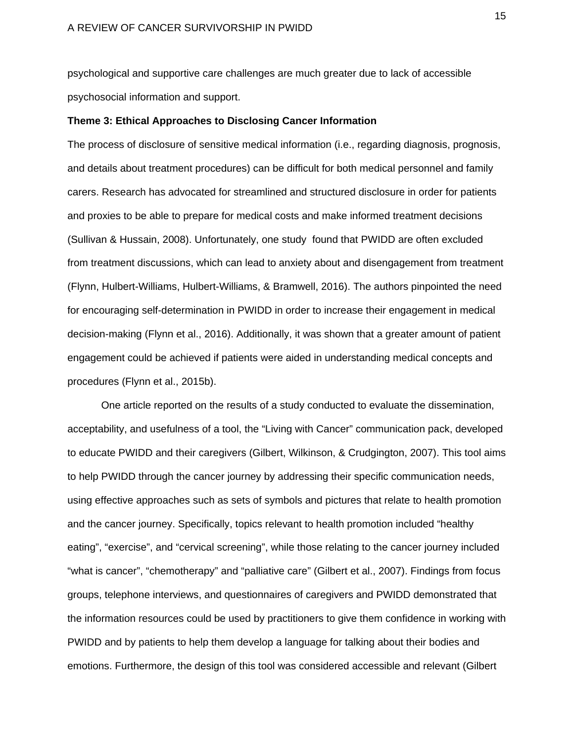psychological and supportive care challenges are much greater due to lack of accessible psychosocial information and support.

**Theme 3: Ethical Approaches to Disclosing Cancer Information**

The process of disclosure of sensitive medical information (i.e., regarding diagnosis, prognosis, and details about treatment procedures) can be difficult for both medical personnel and family carers. Research has advocated for streamlined and structured disclosure in order for patients and proxies to be able to prepare for medical costs and make informed treatment decisions (Sullivan & Hussain, 2008). Unfortunately, one study found that PWIDD are often excluded from treatment discussions, which can lead to anxiety about and disengagement from treatment (Flynn, Hulbert-Williams, Hulbert-Williams, & Bramwell, 2016). The authors pinpointed the need for encouraging self-determination in PWIDD in order to increase their engagement in medical decision-making (Flynn et al., 2016). Additionally, it was shown that a greater amount of patient engagement could be achieved if patients were aided in understanding medical concepts and procedures (Flynn et al., 2015b).

One article reported on the results of a study conducted to evaluate the dissemination, acceptability, and usefulness of a tool, the "Living with Cancer" communication pack, developed to educate PWIDD and their caregivers (Gilbert, Wilkinson, & Crudgington, 2007). This tool aims to help PWIDD through the cancer journey by addressing their specific communication needs, using effective approaches such as sets of symbols and pictures that relate to health promotion and the cancer journey. Specifically, topics relevant to health promotion included "healthy eating", "exercise", and "cervical screening", while those relating to the cancer journey included "what is cancer", "chemotherapy" and "palliative care" (Gilbert et al., 2007). Findings from focus groups, telephone interviews, and questionnaires of caregivers and PWIDD demonstrated that the information resources could be used by practitioners to give them confidence in working with PWIDD and by patients to help them develop a language for talking about their bodies and emotions. Furthermore, the design of this tool was considered accessible and relevant (Gilbert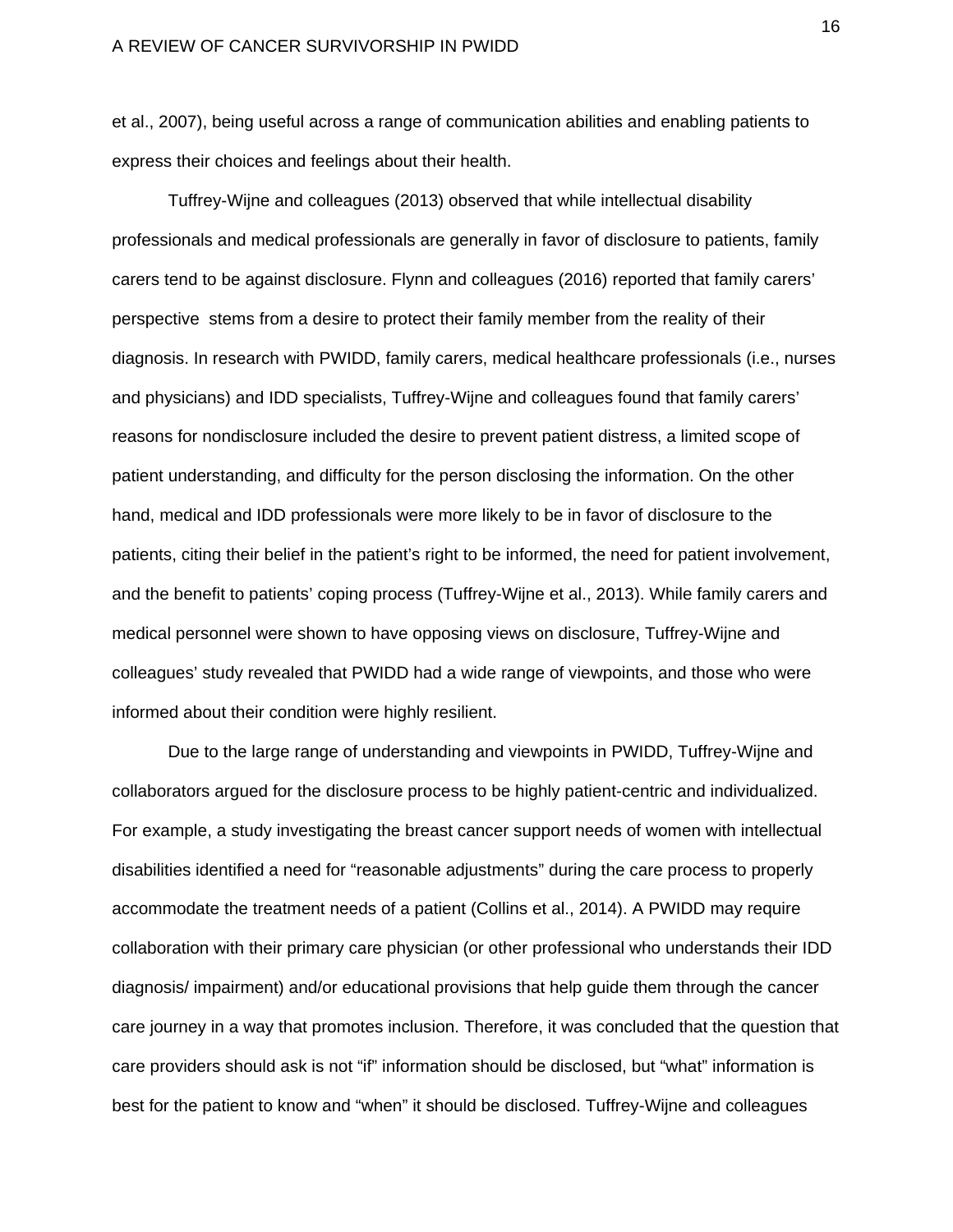et al., 2007), being useful across a range of communication abilities and enabling patients to express their choices and feelings about their health.

Tuffrey-Wijne and colleagues (2013) observed that while intellectual disability professionals and medical professionals are generally in favor of disclosure to patients, family carers tend to be against disclosure. Flynn and colleagues (2016) reported that family carers' perspective stems from a desire to protect their family member from the reality of their diagnosis. In research with PWIDD, family carers, medical healthcare professionals (i.e., nurses and physicians) and IDD specialists, Tuffrey-Wijne and colleagues found that family carers' reasons for nondisclosure included the desire to prevent patient distress, a limited scope of patient understanding, and difficulty for the person disclosing the information. On the other hand, medical and IDD professionals were more likely to be in favor of disclosure to the patients, citing their belief in the patient's right to be informed, the need for patient involvement, and the benefit to patients' coping process (Tuffrey-Wijne et al., 2013). While family carers and medical personnel were shown to have opposing views on disclosure, Tuffrey-Wijne and colleagues' study revealed that PWIDD had a wide range of viewpoints, and those who were informed about their condition were highly resilient.

Due to the large range of understanding and viewpoints in PWIDD, Tuffrey-Wijne and collaborators argued for the disclosure process to be highly patient-centric and individualized. For example, a study investigating the breast cancer support needs of women with intellectual disabilities identified a need for "reasonable adjustments" during the care process to properly accommodate the treatment needs of a patient (Collins et al., 2014). A PWIDD may require collaboration with their primary care physician (or other professional who understands their IDD diagnosis/ impairment) and/or educational provisions that help guide them through the cancer care journey in a way that promotes inclusion. Therefore, it was concluded that the question that care providers should ask is not "if" information should be disclosed, but "what" information is best for the patient to know and "when" it should be disclosed. Tuffrey-Wijne and colleagues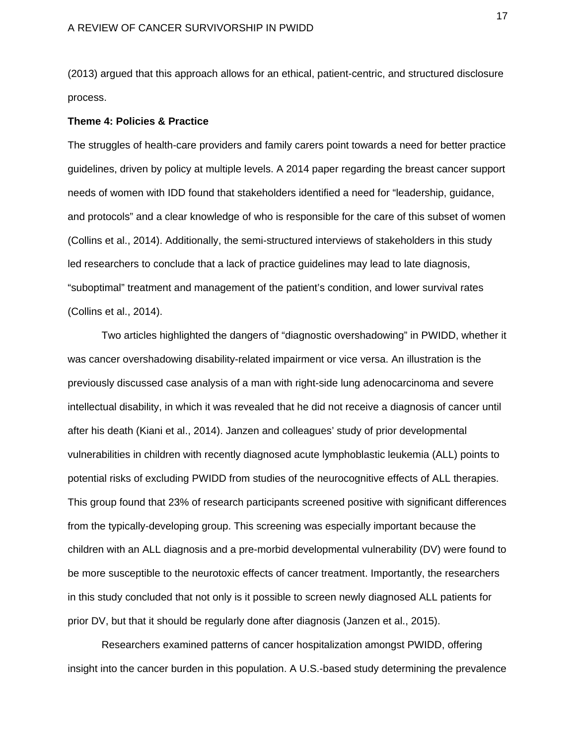(2013) argued that this approach allows for an ethical, patient-centric, and structured disclosure process.

**Theme 4: Policies & Practice**

The struggles of health-care providers and family carers point towards a need for better practice guidelines, driven by policy at multiple levels. A 2014 paper regarding the breast cancer support needs of women with IDD found that stakeholders identified a need for "leadership, guidance, and protocols" and a clear knowledge of who is responsible for the care of this subset of women (Collins et al., 2014). Additionally, the semi-structured interviews of stakeholders in this study led researchers to conclude that a lack of practice guidelines may lead to late diagnosis, "suboptimal" treatment and management of the patient's condition, and lower survival rates (Collins et al., 2014).

Two articles highlighted the dangers of "diagnostic overshadowing" in PWIDD, whether it was cancer overshadowing disability-related impairment or vice versa. An illustration is the previously discussed case analysis of a man with right-side lung adenocarcinoma and severe intellectual disability, in which it was revealed that he did not receive a diagnosis of cancer until after his death (Kiani et al., 2014). Janzen and colleagues' study of prior developmental vulnerabilities in children with recently diagnosed acute lymphoblastic leukemia (ALL) points to potential risks of excluding PWIDD from studies of the neurocognitive effects of ALL therapies. This group found that 23% of research participants screened positive with significant differences from the typically-developing group. This screening was especially important because the children with an ALL diagnosis and a pre-morbid developmental vulnerability (DV) were found to be more susceptible to the neurotoxic effects of cancer treatment. Importantly, the researchers in this study concluded that not only is it possible to screen newly diagnosed ALL patients for prior DV, but that it should be regularly done after diagnosis (Janzen et al., 2015).

Researchers examined patterns of cancer hospitalization amongst PWIDD, offering insight into the cancer burden in this population. A U.S.-based study determining the prevalence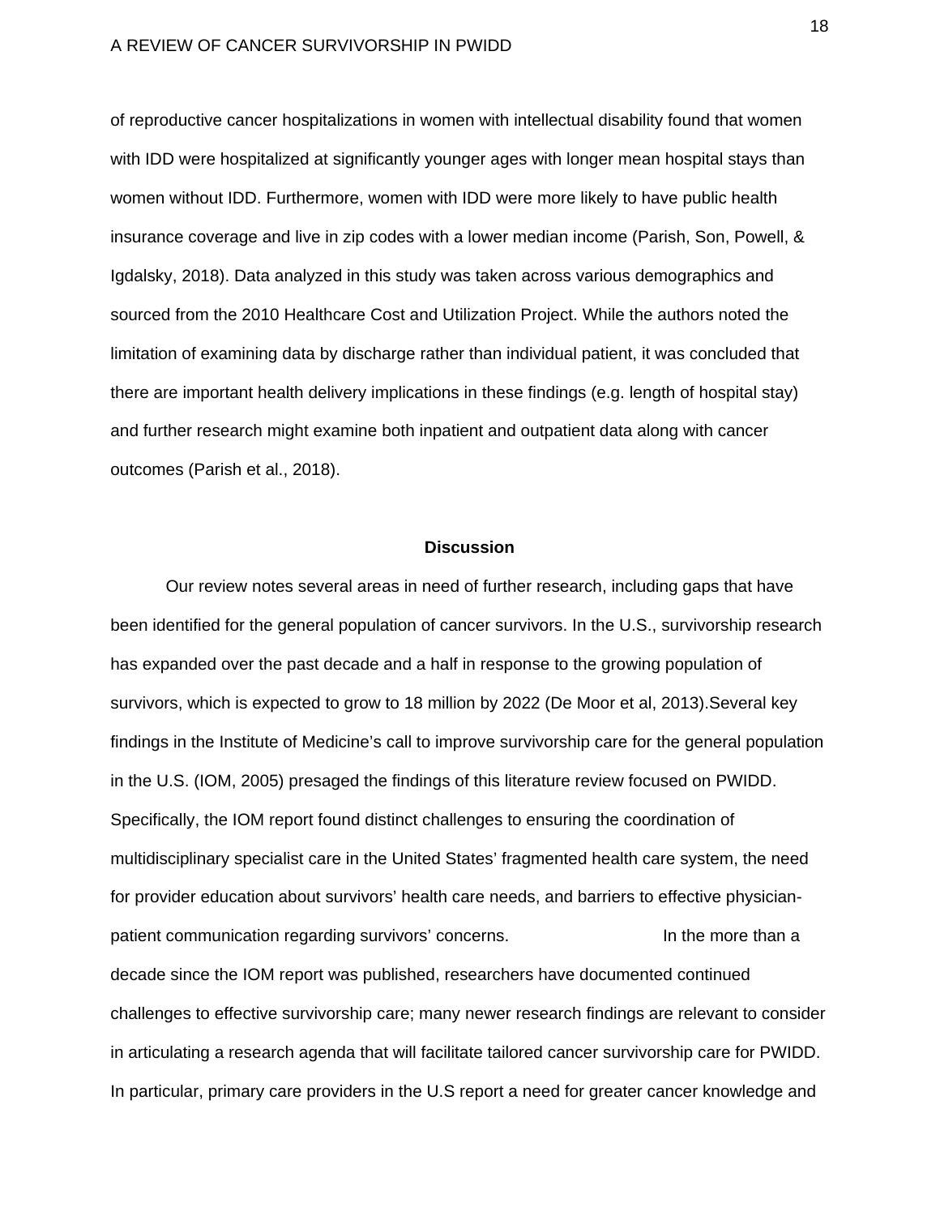of reproductive cancer hospitalizations in women with intellectual disability found that women with IDD were hospitalized at significantly younger ages with longer mean hospital stays than women without IDD. Furthermore, women with IDD were more likely to have public health insurance coverage and live in zip codes with a lower median income (Parish, Son, Powell, & Igdalsky, 2018). Data analyzed in this study was taken across various demographics and sourced from the 2010 Healthcare Cost and Utilization Project. While the authors noted the limitation of examining data by discharge rather than individual patient, it was concluded that there are important health delivery implications in these findings (e.g. length of hospital stay) and further research might examine both inpatient and outpatient data along with cancer outcomes (Parish et al., 2018).

## Discussion

Our review notes several areas in need of further research, including gaps that have been identified for the general population of cancer survivors. In the U.S., survivorship research has expanded over the past decade and a half in response to the growing population of survivors, which is expected to grow to 18 million by 2022 (De Moor et al, 2013).Several key findings in the Institute of Medicine's call to improve survivorship care for the general population in the U.S. (IOM, 2005) presaged the findings of this literature review focused on PWIDD. Specifically, the IOM report found distinct challenges to ensuring the coordination of multidisciplinary specialist care in the United States' fragmented health care system, the need for provider education about survivors' health care needs, and barriers to effective physician-patient communication regarding survivors' concerns.

In the more than a decade since the IOM report was published, researchers have documented continued challenges to effective survivorship care; many newer research findings are relevant to consider in articulating a research agenda that will facilitate tailored cancer survivorship care for PWIDD. In particular, primary care providers in the U.S report a need for greater cancer knowledge and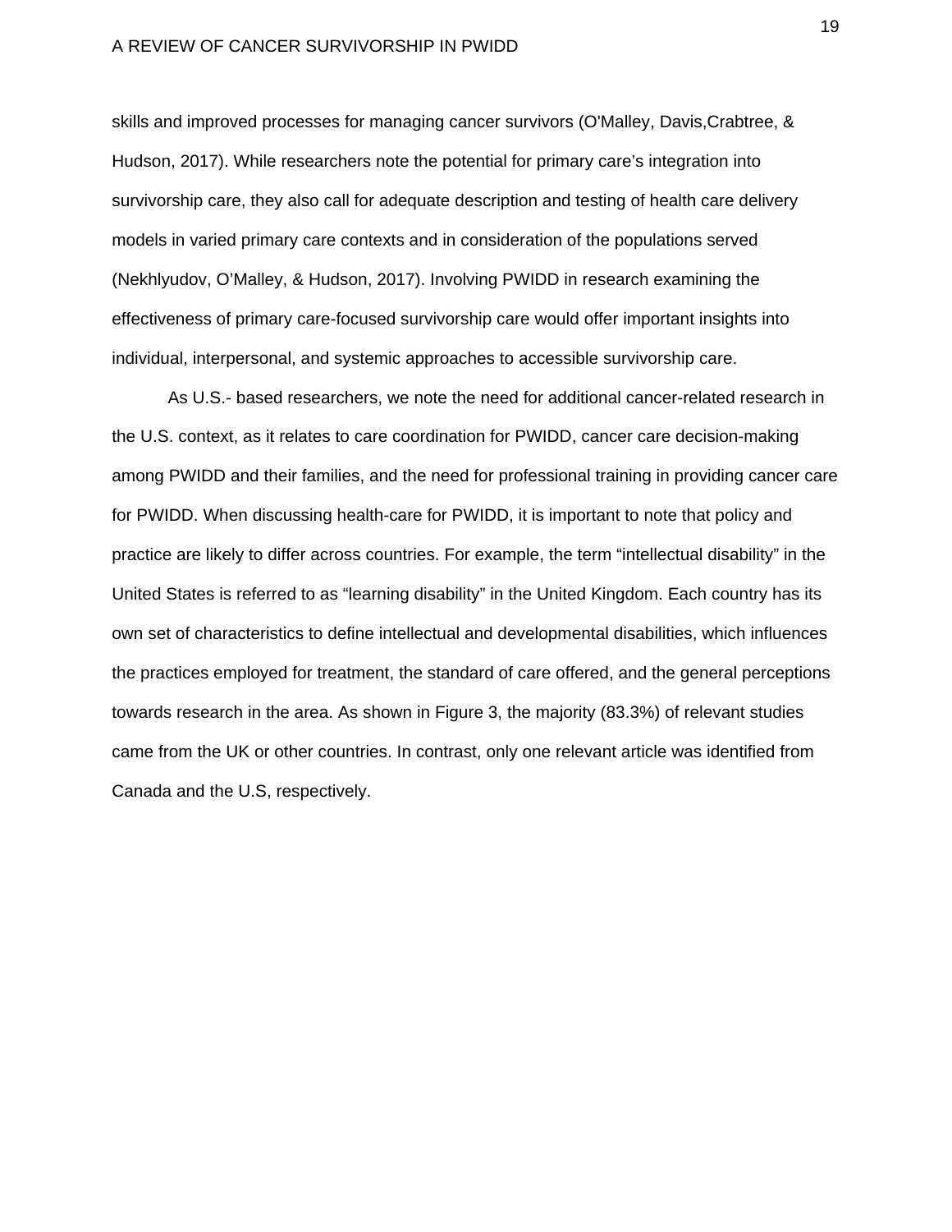skills and improved processes for managing cancer survivors (O'Malley, Davis,Crabtree, & Hudson, 2017). While researchers note the potential for primary care's integration into survivorship care, they also call for adequate description and testing of health care delivery models in varied primary care contexts and in consideration of the populations served (Nekhlyudov, O'Malley, & Hudson, 2017). Involving PWIDD in research examining the effectiveness of primary care-focused survivorship care would offer important insights into individual, interpersonal, and systemic approaches to accessible survivorship care.

As U.S.- based researchers, we note the need for additional cancer-related research in the U.S. context, as it relates to care coordination for PWIDD, cancer care decision-making among PWIDD and their families, and the need for professional training in providing cancer care for PWIDD. When discussing health-care for PWIDD, it is important to note that policy and practice are likely to differ across countries. For example, the term "intellectual disability" in the United States is referred to as "learning disability" in the United Kingdom. Each country has its own set of characteristics to define intellectual and developmental disabilities, which influences the practices employed for treatment, the standard of care offered, and the general perceptions towards research in the area. As shown in Figure 3, the majority (83.3%) of relevant studies came from the UK or other countries. In contrast, only one relevant article was identified from Canada and the U.S, respectively.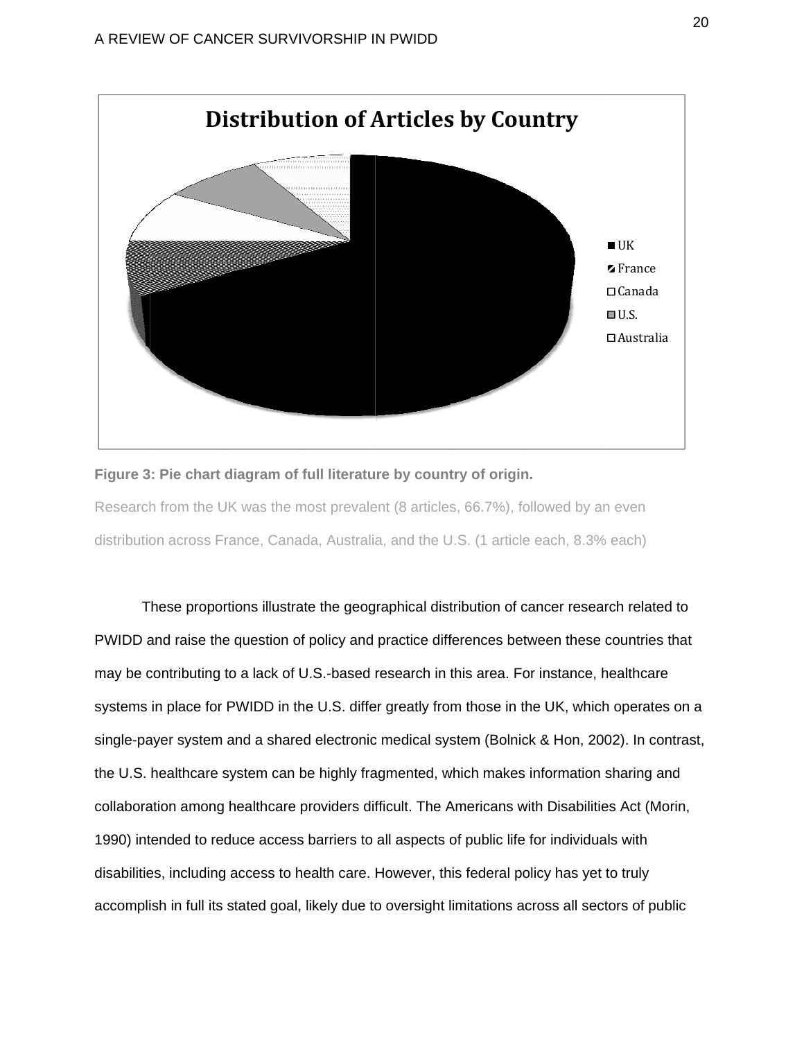**Figure 3: Pie chart diagram of full literature by country of origin.**

Research from the UK was the most prevalent (8 articles, 66.7%), followed by an even distribution across France, Canada, Australia, and the U.S. (1 article each, 8.3% each)

These proportions illustrate the geographical distribution of cancer research related to PWIDD and raise the question of policy and practice differences between these countries that may be contributing to a lack of U.S.-based research in this area. For instance, healthcare systems in place for PWIDD in the U.S. differ greatly from those in the UK, which operates on a single-payer system and a shared electronic medical system (Bolnick & Hon, 2002). In contrast, the U.S. healthcare system can be highly fragmented, which makes information sharing and collaboration among healthcare providers difficult. The Americans with Disabilities Act (Morin, 1990) intended to reduce access barriers to all aspects of public life for individuals with disabilities, including access to health care. However, this federal policy has yet to truly accomplish in full its stated goal, likely due to oversight limitations across all sectors of public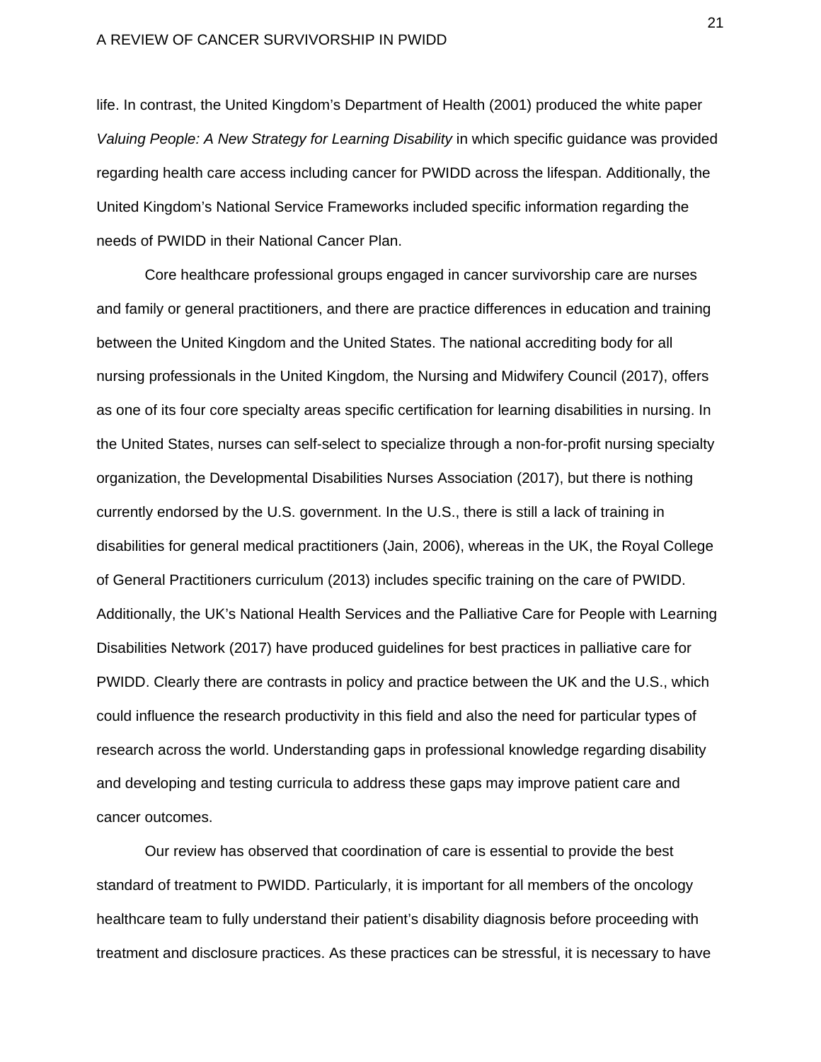life. In contrast, the United Kingdom's Department of Health (2001) produced the white paper *Valuing People: A New Strategy for Learning Disability* in which specific guidance was provided regarding health care access including cancer for PWIDD across the lifespan. Additionally, the United Kingdom's National Service Frameworks included specific information regarding the needs of PWIDD in their National Cancer Plan.

Core healthcare professional groups engaged in cancer survivorship care are nurses and family or general practitioners, and there are practice differences in education and training between the United Kingdom and the United States. The national accrediting body for all nursing professionals in the United Kingdom, the Nursing and Midwifery Council (2017), offers as one of its four core specialty areas specific certification for learning disabilities in nursing. In the United States, nurses can self-select to specialize through a non-for-profit nursing specialty organization, the Developmental Disabilities Nurses Association (2017), but there is nothing currently endorsed by the U.S. government. In the U.S., there is still a lack of training in disabilities for general medical practitioners (Jain, 2006), whereas in the UK, the Royal College of General Practitioners curriculum (2013) includes specific training on the care of PWIDD. Additionally, the UK's National Health Services and the Palliative Care for People with Learning Disabilities Network (2017) have produced guidelines for best practices in palliative care for PWIDD. Clearly there are contrasts in policy and practice between the UK and the U.S., which could influence the research productivity in this field and also the need for particular types of research across the world. Understanding gaps in professional knowledge regarding disability and developing and testing curricula to address these gaps may improve patient care and cancer outcomes.

Our review has observed that coordination of care is essential to provide the best standard of treatment to PWIDD. Particularly, it is important for all members of the oncology healthcare team to fully understand their patient's disability diagnosis before proceeding with treatment and disclosure practices. As these practices can be stressful, it is necessary to have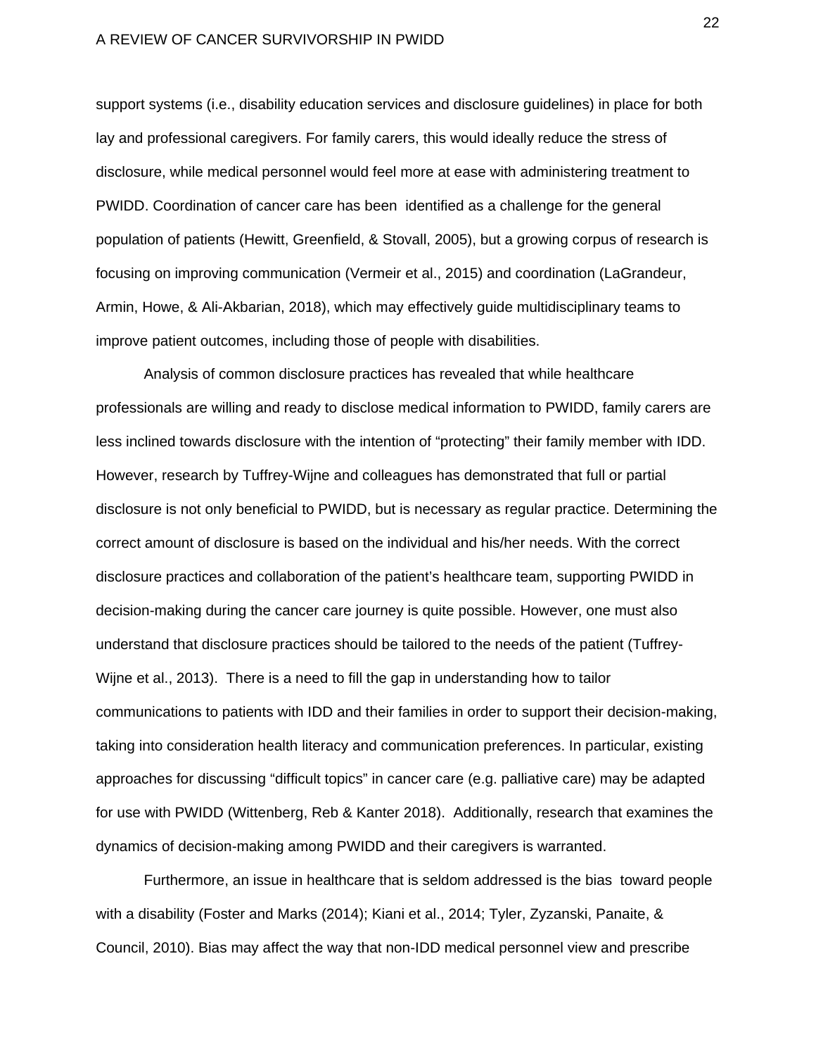support systems (i.e., disability education services and disclosure guidelines) in place for both lay and professional caregivers. For family carers, this would ideally reduce the stress of disclosure, while medical personnel would feel more at ease with administering treatment to PWIDD. Coordination of cancer care has been identified as a challenge for the general population of patients (Hewitt, Greenfield, & Stovall, 2005), but a growing corpus of research is focusing on improving communication (Vermeir et al., 2015) and coordination (LaGrandeur, Armin, Howe, & Ali-Akbarian, 2018), which may effectively guide multidisciplinary teams to improve patient outcomes, including those of people with disabilities.

Analysis of common disclosure practices has revealed that while healthcare professionals are willing and ready to disclose medical information to PWIDD, family carers are less inclined towards disclosure with the intention of "protecting" their family member with IDD. However, research by Tuffrey-Wijne and colleagues has demonstrated that full or partial disclosure is not only beneficial to PWIDD, but is necessary as regular practice. Determining the correct amount of disclosure is based on the individual and his/her needs. With the correct disclosure practices and collaboration of the patient's healthcare team, supporting PWIDD in decision-making during the cancer care journey is quite possible. However, one must also understand that disclosure practices should be tailored to the needs of the patient (Tuffrey-Wijne et al., 2013). There is a need to fill the gap in understanding how to tailor communications to patients with IDD and their families in order to support their decision-making, taking into consideration health literacy and communication preferences. In particular, existing approaches for discussing "difficult topics" in cancer care (e.g. palliative care) may be adapted for use with PWIDD (Wittenberg, Reb & Kanter 2018). Additionally, research that examines the dynamics of decision-making among PWIDD and their caregivers is warranted.

Furthermore, an issue in healthcare that is seldom addressed is the bias toward people with a disability (Foster and Marks (2014); Kiani et al., 2014; Tyler, Zyzanski, Panaite, & Council, 2010). Bias may affect the way that non-IDD medical personnel view and prescribe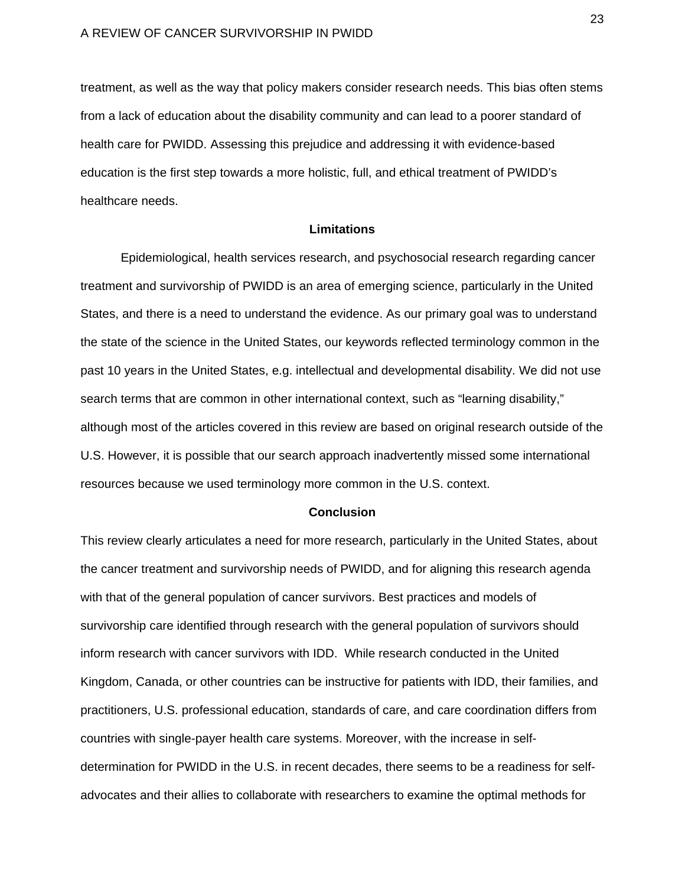treatment, as well as the way that policy makers consider research needs. This bias often stems from a lack of education about the disability community and can lead to a poorer standard of health care for PWIDD. Assessing this prejudice and addressing it with evidence-based education is the first step towards a more holistic, full, and ethical treatment of PWIDD's healthcare needs.

## Limitations

Epidemiological, health services research, and psychosocial research regarding cancer treatment and survivorship of PWIDD is an area of emerging science, particularly in the United States, and there is a need to understand the evidence. As our primary goal was to understand the state of the science in the United States, our keywords reflected terminology common in the past 10 years in the United States, e.g. intellectual and developmental disability. We did not use search terms that are common in other international context, such as "learning disability," although most of the articles covered in this review are based on original research outside of the U.S. However, it is possible that our search approach inadvertently missed some international resources because we used terminology more common in the U.S. context.

## Conclusion

This review clearly articulates a need for more research, particularly in the United States, about the cancer treatment and survivorship needs of PWIDD, and for aligning this research agenda with that of the general population of cancer survivors. Best practices and models of survivorship care identified through research with the general population of survivors should inform research with cancer survivors with IDD. While research conducted in the United Kingdom, Canada, or other countries can be instructive for patients with IDD, their families, and practitioners, U.S. professional education, standards of care, and care coordination differs from countries with single-payer health care systems. Moreover, with the increase in self-determination for PWIDD in the U.S. in recent decades, there seems to be a readiness for self-advocates and their allies to collaborate with researchers to examine the optimal methods for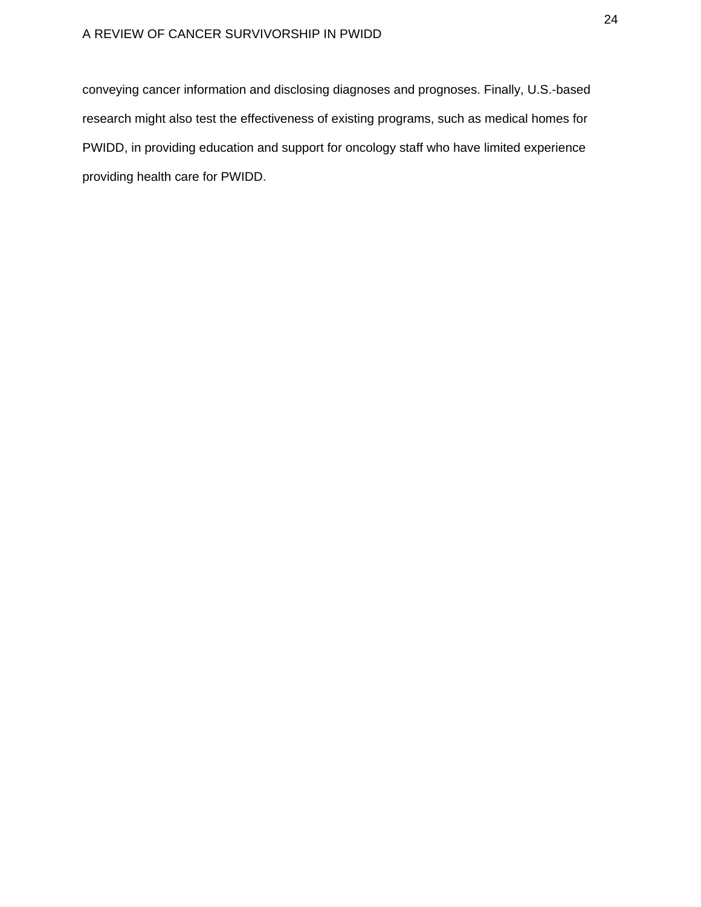conveying cancer information and disclosing diagnoses and prognoses. Finally, U.S.-based research might also test the effectiveness of existing programs, such as medical homes for PWIDD, in providing education and support for oncology staff who have limited experience providing health care for PWIDD.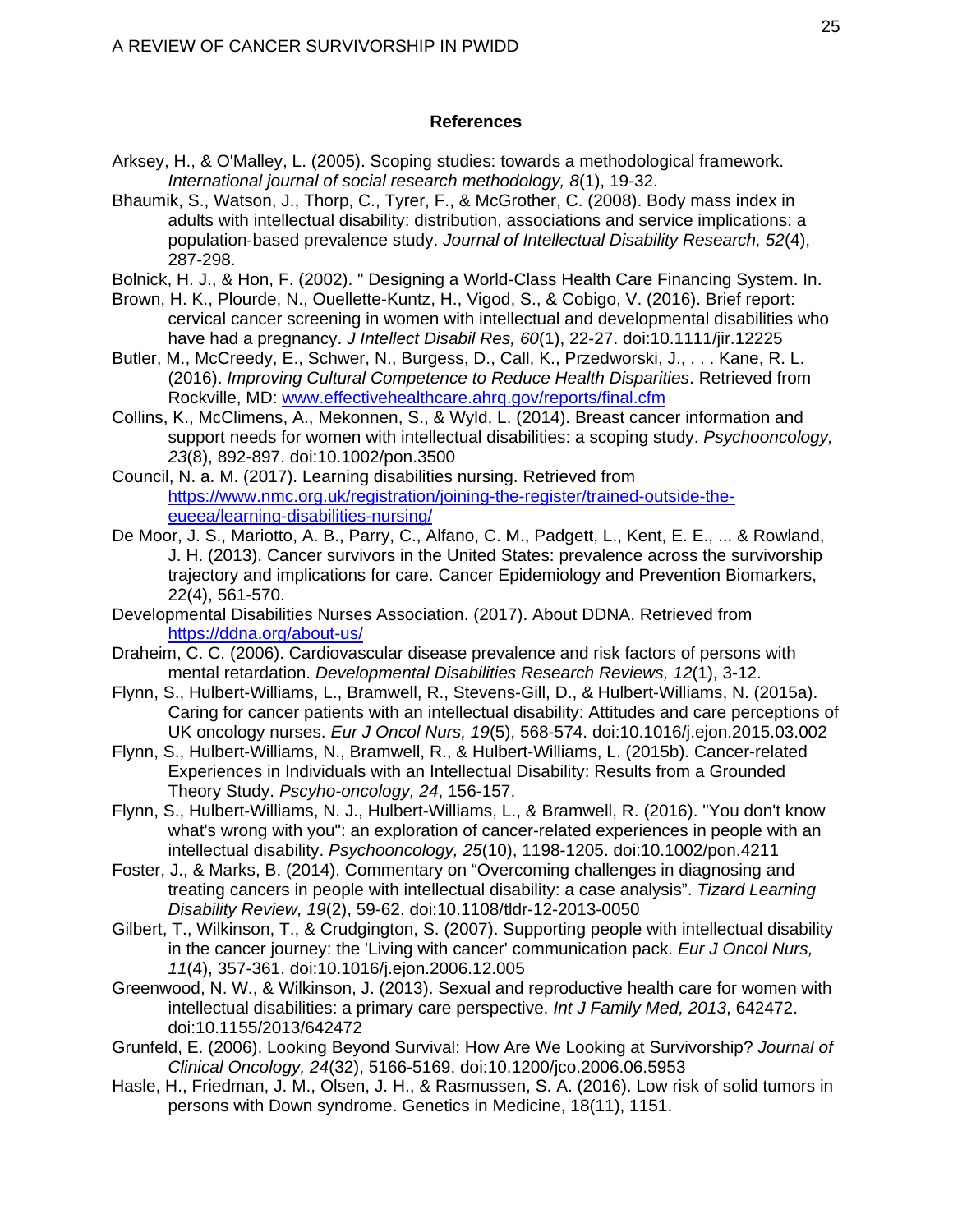## References

Arksey, H., & O'Malley, L. (2005). Scoping studies: towards a methodological framework. *International journal of social research methodology, 8*(1), 19-32.

Bhaumik, S., Watson, J., Thorp, C., Tyrer, F., & McGrother, C. (2008). Body mass index in adults with intellectual disability: distribution, associations and service implications: a population-based prevalence study. *Journal of Intellectual Disability Research, 52*(4), 287-298.

Bolnick, H. J., & Hon, F. (2002). " Designing a World-Class Health Care Financing System. In.

Brown, H. K., Plourde, N., Ouellette-Kuntz, H., Vigod, S., & Cobigo, V. (2016). Brief report: cervical cancer screening in women with intellectual and developmental disabilities who have had a pregnancy. *J Intellect Disabil Res, 60*(1), 22-27. doi:10.1111/jir.12225

Butler, M., McCreedy, E., Schwer, N., Burgess, D., Call, K., Przedworski, J., . . . Kane, R. L. (2016). *Improving Cultural Competence to Reduce Health Disparities*. Retrieved from Rockville, MD: [www.effectivehealthcare.ahrq.gov/reports/final.cfm](www.effectivehealthcare.ahrq.gov/reports/final.cfm)

Collins, K., McClimens, A., Mekonnen, S., & Wyld, L. (2014). Breast cancer information and support needs for women with intellectual disabilities: a scoping study. *Psychooncology, 23*(8), 892-897. doi:10.1002/pon.3500

Council, N. a. M. (2017). Learning disabilities nursing. Retrieved from [https://www.nmc.org.uk/registration/joining-the-register/trained-outside-the-eueea/learning-disabilities-nursing/](https://www.nmc.org.uk/registration/joining-the-register/trained-outside-the-eueea/learning-disabilities-nursing/)

De Moor, J. S., Mariotto, A. B., Parry, C., Alfano, C. M., Padgett, L., Kent, E. E., ... & Rowland, J. H. (2013). Cancer survivors in the United States: prevalence across the survivorship trajectory and implications for care. Cancer Epidemiology and Prevention Biomarkers, 22(4), 561-570.

Developmental Disabilities Nurses Association. (2017). About DDNA. Retrieved from [https://ddna.org/about-us/](https://ddna.org/about-us/)

Draheim, C. C. (2006). Cardiovascular disease prevalence and risk factors of persons with mental retardation. *Developmental Disabilities Research Reviews, 12*(1), 3-12.

Flynn, S., Hulbert-Williams, L., Bramwell, R., Stevens-Gill, D., & Hulbert-Williams, N. (2015a). Caring for cancer patients with an intellectual disability: Attitudes and care perceptions of UK oncology nurses. *Eur J Oncol Nurs, 19*(5), 568-574. doi:10.1016/j.ejon.2015.03.002

Flynn, S., Hulbert-Williams, N., Bramwell, R., & Hulbert-Williams, L. (2015b). Cancer-related Experiences in Individuals with an Intellectual Disability: Results from a Grounded Theory Study. *Pscyho-oncology, 24*, 156-157.

Flynn, S., Hulbert-Williams, N. J., Hulbert-Williams, L., & Bramwell, R. (2016). "You don't know what's wrong with you": an exploration of cancer-related experiences in people with an intellectual disability. *Psychooncology, 25*(10), 1198-1205. doi:10.1002/pon.4211

Foster, J., & Marks, B. (2014). Commentary on "Overcoming challenges in diagnosing and treating cancers in people with intellectual disability: a case analysis". *Tizard Learning Disability Review, 19*(2), 59-62. doi:10.1108/tldr-12-2013-0050

Gilbert, T., Wilkinson, T., & Crudgington, S. (2007). Supporting people with intellectual disability in the cancer journey: the 'Living with cancer' communication pack. *Eur J Oncol Nurs, 11*(4), 357-361. doi:10.1016/j.ejon.2006.12.005

Greenwood, N. W., & Wilkinson, J. (2013). Sexual and reproductive health care for women with intellectual disabilities: a primary care perspective. *Int J Family Med, 2013*, 642472. doi:10.1155/2013/642472

Grunfeld, E. (2006). Looking Beyond Survival: How Are We Looking at Survivorship? *Journal of Clinical Oncology, 24*(32), 5166-5169. doi:10.1200/jco.2006.06.5953

Hasle, H., Friedman, J. M., Olsen, J. H., & Rasmussen, S. A. (2016). Low risk of solid tumors in persons with Down syndrome. Genetics in Medicine, 18(11), 1151.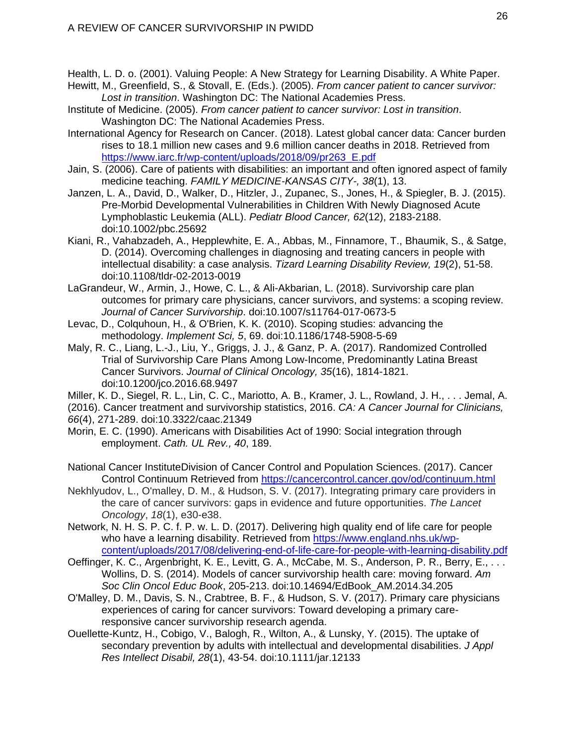Health, L. D. o. (2001). Valuing People: A New Strategy for Learning Disability. A White Paper.

Hewitt, M., Greenfield, S., & Stovall, E. (Eds.). (2005). *From cancer patient to cancer survivor: Lost in transition*. Washington DC: The National Academies Press.

Institute of Medicine. (2005). *From cancer patient to cancer survivor: Lost in transition*. Washington DC: The National Academies Press.

International Agency for Research on Cancer. (2018). Latest global cancer data: Cancer burden rises to 18.1 million new cases and 9.6 million cancer deaths in 2018. Retrieved from https://www.iarc.fr/wp-content/uploads/2018/09/pr263_E.pdf

Jain, S. (2006). Care of patients with disabilities: an important and often ignored aspect of family medicine teaching. *FAMILY MEDICINE-KANSAS CITY-, 38*(1), 13.

Janzen, L. A., David, D., Walker, D., Hitzler, J., Zupanec, S., Jones, H., & Spiegler, B. J. (2015). Pre-Morbid Developmental Vulnerabilities in Children With Newly Diagnosed Acute Lymphoblastic Leukemia (ALL). *Pediatr Blood Cancer, 62*(12), 2183-2188. doi:10.1002/pbc.25692

Kiani, R., Vahabzadeh, A., Hepplewhite, E. A., Abbas, M., Finnamore, T., Bhaumik, S., & Satge, D. (2014). Overcoming challenges in diagnosing and treating cancers in people with intellectual disability: a case analysis. *Tizard Learning Disability Review, 19*(2), 51-58. doi:10.1108/tldr-02-2013-0019

LaGrandeur, W., Armin, J., Howe, C. L., & Ali-Akbarian, L. (2018). Survivorship care plan outcomes for primary care physicians, cancer survivors, and systems: a scoping review. *Journal of Cancer Survivorship*. doi:10.1007/s11764-017-0673-5

Levac, D., Colquhoun, H., & O'Brien, K. K. (2010). Scoping studies: advancing the methodology. *Implement Sci, 5*, 69. doi:10.1186/1748-5908-5-69

Maly, R. C., Liang, L.-J., Liu, Y., Griggs, J. J., & Ganz, P. A. (2017). Randomized Controlled Trial of Survivorship Care Plans Among Low-Income, Predominantly Latina Breast Cancer Survivors. *Journal of Clinical Oncology, 35*(16), 1814-1821. doi:10.1200/jco.2016.68.9497

Miller, K. D., Siegel, R. L., Lin, C. C., Mariotto, A. B., Kramer, J. L., Rowland, J. H., . . . Jemal, A. (2016). Cancer treatment and survivorship statistics, 2016. *CA: A Cancer Journal for Clinicians, 66*(4), 271-289. doi:10.3322/caac.21349

Morin, E. C. (1990). Americans with Disabilities Act of 1990: Social integration through employment. *Cath. UL Rev., 40*, 189.

National Cancer InstituteDivision of Cancer Control and Population Sciences. (2017). Cancer Control Continuum Retrieved from https://cancercontrol.cancer.gov/od/continuum.html

Nekhlyudov, L., O'malley, D. M., & Hudson, S. V. (2017). Integrating primary care providers in the care of cancer survivors: gaps in evidence and future opportunities. *The Lancet Oncology*, *18*(1), e30-e38.

Network, N. H. S. P. C. f. P. w. L. D. (2017). Delivering high quality end of life care for people who have a learning disability. Retrieved from https://www.england.nhs.uk/wp-content/uploads/2017/08/delivering-end-of-life-care-for-people-with-learning-disability.pdf

Oeffinger, K. C., Argenbright, K. E., Levitt, G. A., McCabe, M. S., Anderson, P. R., Berry, E., . . . Wollins, D. S. (2014). Models of cancer survivorship health care: moving forward. *Am Soc Clin Oncol Educ Book*, 205-213. doi:10.14694/EdBook_AM.2014.34.205

O'Malley, D. M., Davis, S. N., Crabtree, B. F., & Hudson, S. V. (2017). Primary care physicians experiences of caring for cancer survivors: Toward developing a primary care-responsive cancer survivorship research agenda.

Ouellette-Kuntz, H., Cobigo, V., Balogh, R., Wilton, A., & Lunsky, Y. (2015). The uptake of secondary prevention by adults with intellectual and developmental disabilities. *J Appl Res Intellect Disabil, 28*(1), 43-54. doi:10.1111/jar.12133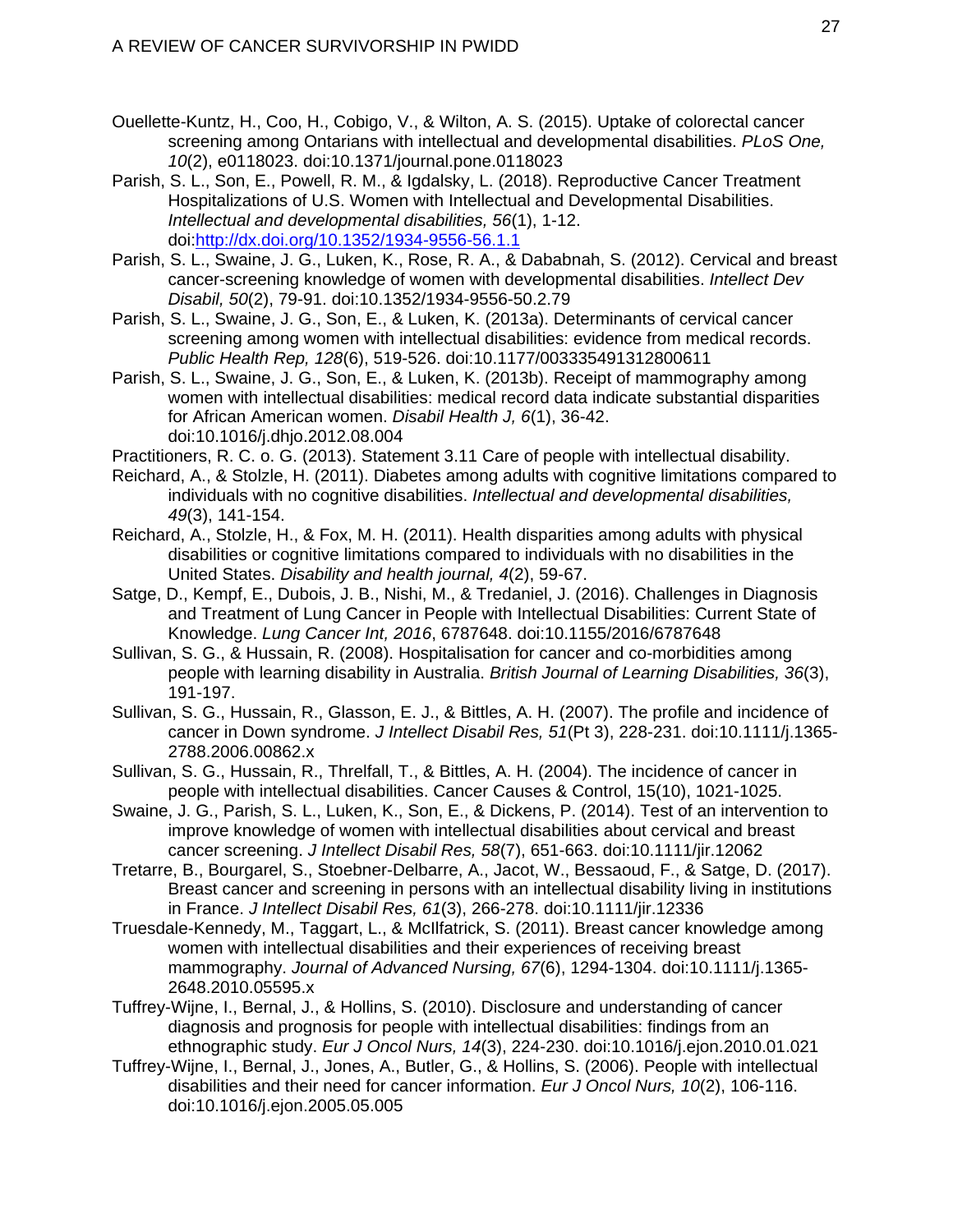Ouellette-Kuntz, H., Coo, H., Cobigo, V., & Wilton, A. S. (2015). Uptake of colorectal cancer screening among Ontarians with intellectual and developmental disabilities. *PLoS One, 10*(2), e0118023. doi:10.1371/journal.pone.0118023

Parish, S. L., Son, E., Powell, R. M., & Igdalsky, L. (2018). Reproductive Cancer Treatment Hospitalizations of U.S. Women with Intellectual and Developmental Disabilities. *Intellectual and developmental disabilities, 56*(1), 1-12. doi:http://dx.doi.org/10.1352/1934-9556-56.1.1

Parish, S. L., Swaine, J. G., Luken, K., Rose, R. A., & Dababnah, S. (2012). Cervical and breast cancer-screening knowledge of women with developmental disabilities. *Intellect Dev Disabil, 50*(2), 79-91. doi:10.1352/1934-9556-50.2.79

Parish, S. L., Swaine, J. G., Son, E., & Luken, K. (2013a). Determinants of cervical cancer screening among women with intellectual disabilities: evidence from medical records. *Public Health Rep, 128*(6), 519-526. doi:10.1177/003335491312800611

Parish, S. L., Swaine, J. G., Son, E., & Luken, K. (2013b). Receipt of mammography among women with intellectual disabilities: medical record data indicate substantial disparities for African American women. *Disabil Health J, 6*(1), 36-42. doi:10.1016/j.dhjo.2012.08.004

Practitioners, R. C. o. G. (2013). Statement 3.11 Care of people with intellectual disability.

Reichard, A., & Stolzle, H. (2011). Diabetes among adults with cognitive limitations compared to individuals with no cognitive disabilities. *Intellectual and developmental disabilities, 49*(3), 141-154.

Reichard, A., Stolzle, H., & Fox, M. H. (2011). Health disparities among adults with physical disabilities or cognitive limitations compared to individuals with no disabilities in the United States. *Disability and health journal, 4*(2), 59-67.

Satge, D., Kempf, E., Dubois, J. B., Nishi, M., & Tredaniel, J. (2016). Challenges in Diagnosis and Treatment of Lung Cancer in People with Intellectual Disabilities: Current State of Knowledge. *Lung Cancer Int, 2016*, 6787648. doi:10.1155/2016/6787648

Sullivan, S. G., & Hussain, R. (2008). Hospitalisation for cancer and co-morbidities among people with learning disability in Australia. *British Journal of Learning Disabilities, 36*(3), 191-197.

Sullivan, S. G., Hussain, R., Glasson, E. J., & Bittles, A. H. (2007). The profile and incidence of cancer in Down syndrome. *J Intellect Disabil Res, 51*(Pt 3), 228-231. doi:10.1111/j.1365-2788.2006.00862.x

Sullivan, S. G., Hussain, R., Threlfall, T., & Bittles, A. H. (2004). The incidence of cancer in people with intellectual disabilities. Cancer Causes & Control, 15(10), 1021-1025.

Swaine, J. G., Parish, S. L., Luken, K., Son, E., & Dickens, P. (2014). Test of an intervention to improve knowledge of women with intellectual disabilities about cervical and breast cancer screening. *J Intellect Disabil Res, 58*(7), 651-663. doi:10.1111/jir.12062

Tretarre, B., Bourgarel, S., Stoebner-Delbarre, A., Jacot, W., Bessaoud, F., & Satge, D. (2017). Breast cancer and screening in persons with an intellectual disability living in institutions in France. *J Intellect Disabil Res, 61*(3), 266-278. doi:10.1111/jir.12336

Truesdale-Kennedy, M., Taggart, L., & McIlfatrick, S. (2011). Breast cancer knowledge among women with intellectual disabilities and their experiences of receiving breast mammography. *Journal of Advanced Nursing, 67*(6), 1294-1304. doi:10.1111/j.1365-2648.2010.05595.x

Tuffrey-Wijne, I., Bernal, J., & Hollins, S. (2010). Disclosure and understanding of cancer diagnosis and prognosis for people with intellectual disabilities: findings from an ethnographic study. *Eur J Oncol Nurs, 14*(3), 224-230. doi:10.1016/j.ejon.2010.01.021

Tuffrey-Wijne, I., Bernal, J., Jones, A., Butler, G., & Hollins, S. (2006). People with intellectual disabilities and their need for cancer information. *Eur J Oncol Nurs, 10*(2), 106-116. doi:10.1016/j.ejon.2005.05.005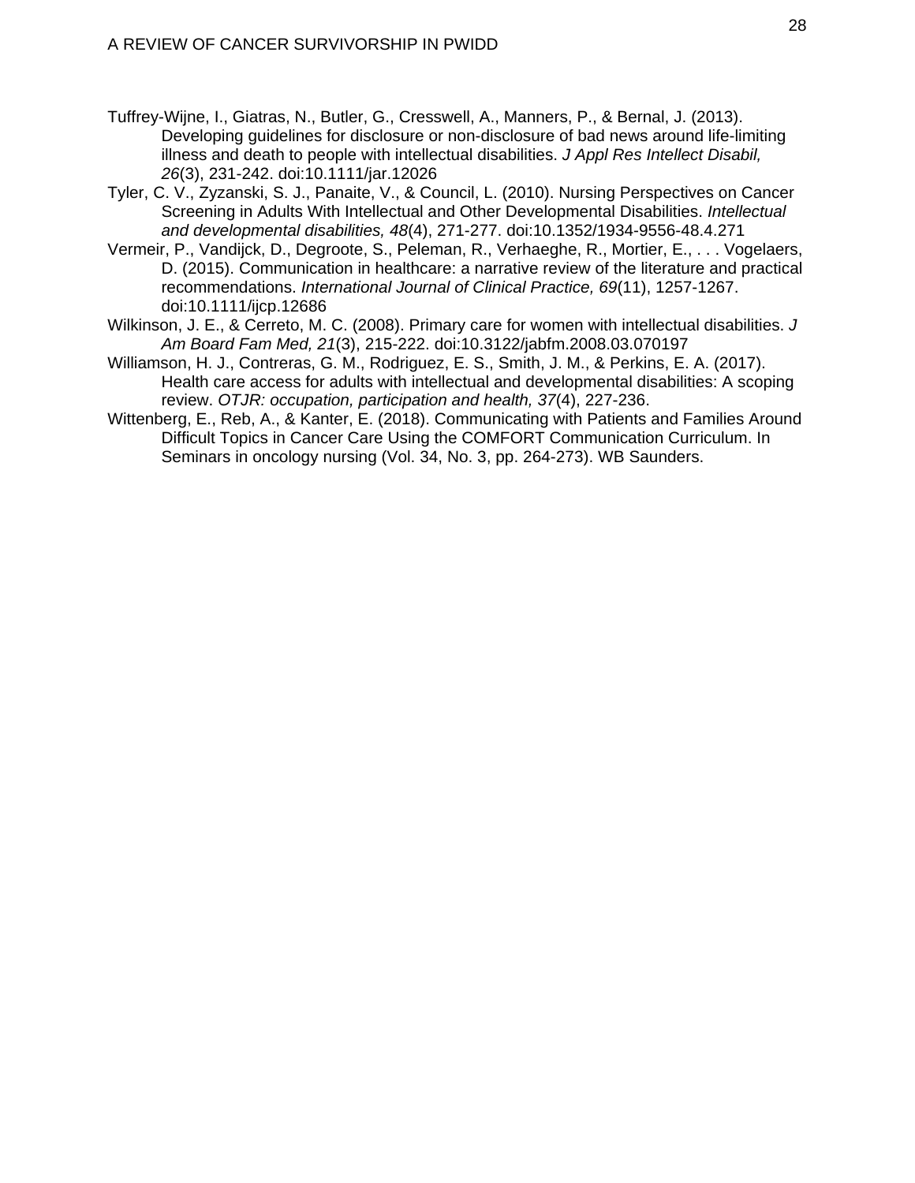Tuffrey-Wijne, I., Giatras, N., Butler, G., Cresswell, A., Manners, P., & Bernal, J. (2013). Developing guidelines for disclosure or non-disclosure of bad news around life-limiting illness and death to people with intellectual disabilities. *J Appl Res Intellect Disabil, 26*(3), 231-242. doi:10.1111/jar.12026

Tyler, C. V., Zyzanski, S. J., Panaite, V., & Council, L. (2010). Nursing Perspectives on Cancer Screening in Adults With Intellectual and Other Developmental Disabilities. *Intellectual and developmental disabilities, 48*(4), 271-277. doi:10.1352/1934-9556-48.4.271

Vermeir, P., Vandijck, D., Degroote, S., Peleman, R., Verhaeghe, R., Mortier, E., . . . Vogelaers, D. (2015). Communication in healthcare: a narrative review of the literature and practical recommendations. *International Journal of Clinical Practice, 69*(11), 1257-1267. doi:10.1111/ijcp.12686

Wilkinson, J. E., & Cerreto, M. C. (2008). Primary care for women with intellectual disabilities. *J Am Board Fam Med, 21*(3), 215-222. doi:10.3122/jabfm.2008.03.070197

Williamson, H. J., Contreras, G. M., Rodriguez, E. S., Smith, J. M., & Perkins, E. A. (2017). Health care access for adults with intellectual and developmental disabilities: A scoping review. *OTJR: occupation, participation and health, 37*(4), 227-236.

Wittenberg, E., Reb, A., & Kanter, E. (2018). Communicating with Patients and Families Around Difficult Topics in Cancer Care Using the COMFORT Communication Curriculum. In Seminars in oncology nursing (Vol. 34, No. 3, pp. 264-273). WB Saunders.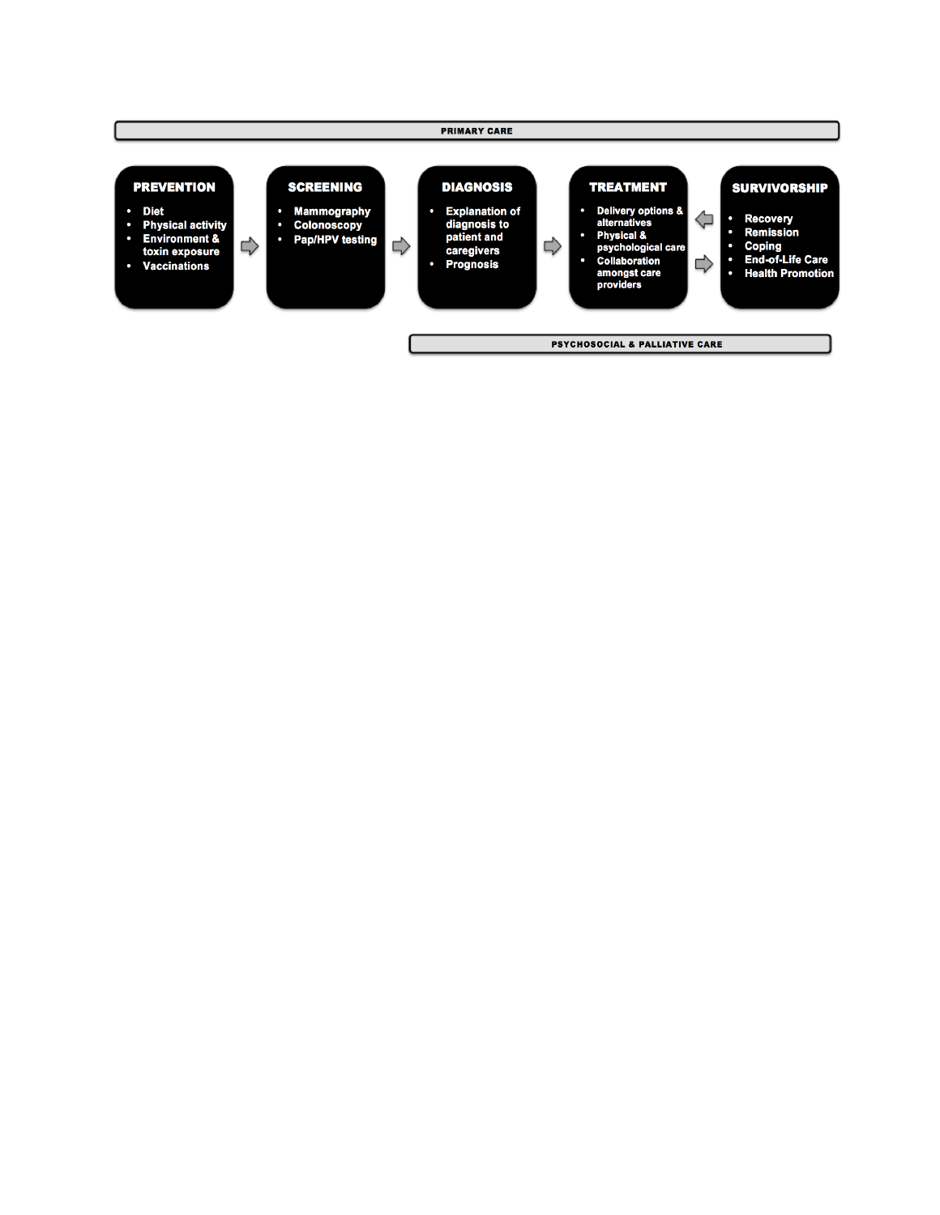PRIMARY CARE

**PREVENTION**

- Diet
- Physical activity
- Environment & toxin exposure
- Vaccinations

**SCREENING**

- Mammography
- Colonoscopy
- Pap/HPV testing

**DIAGNOSIS**

- Explanation of diagnosis to patient and caregivers
- Prognosis

**TREATMENT**

- Delivery options & alternatives
- Physical & psychological care
- Collaboration amongst care providers

**SURVIVORSHIP**

- Recovery
- Remission
- Coping
- End-of-Life Care
- Health Promotion

PSYCHOSOCIAL & PALLIATIVE CARE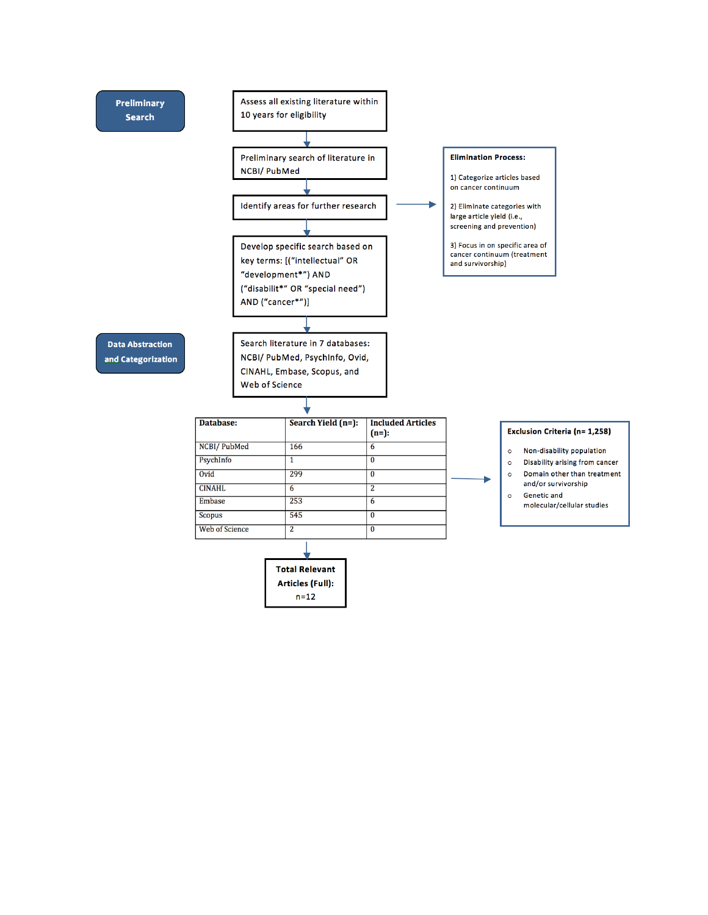**Preliminary Search**

Assess all existing literature within 10 years for eligibility

Preliminary search of literature in NCBI/ PubMed

Identify areas for further research

**Elimination Process:**

1) Categorize articles based on cancer continuum

2) Eliminate categories with large article yield (i.e., screening and prevention)

3) Focus in on specific area of cancer continuum (treatment and survivorship)

Develop specific search based on key terms: [(“intellectual” OR “development*”) AND (“disabilit*” OR “special need”) AND (“cancer*”)]

**Data Abstraction and Categorization**

Search literature in 7 databases: NCBI/ PubMed, PsychInfo, Ovid, CINAHL, Embase, Scopus, and Web of Science

| Database: | Search Yield (n=): | Included Articles (n=): |
|---|---|---|
| NCBI/ PubMed | 166 | 6 |
| PsychInfo | 1 | 0 |
| Ovid | 299 | 0 |
| CINAHL | 6 | 2 |
| Embase | 253 | 6 |
| Scopus | 545 | 0 |
| Web of Science | 2 | 0 |

**Exclusion Criteria (n= 1,258)**

- Non-disability population
- Disability arising from cancer
- Domain other than treatment and/or survivorship
- Genetic and molecular/cellular studies

**Total Relevant Articles (Full):** n=12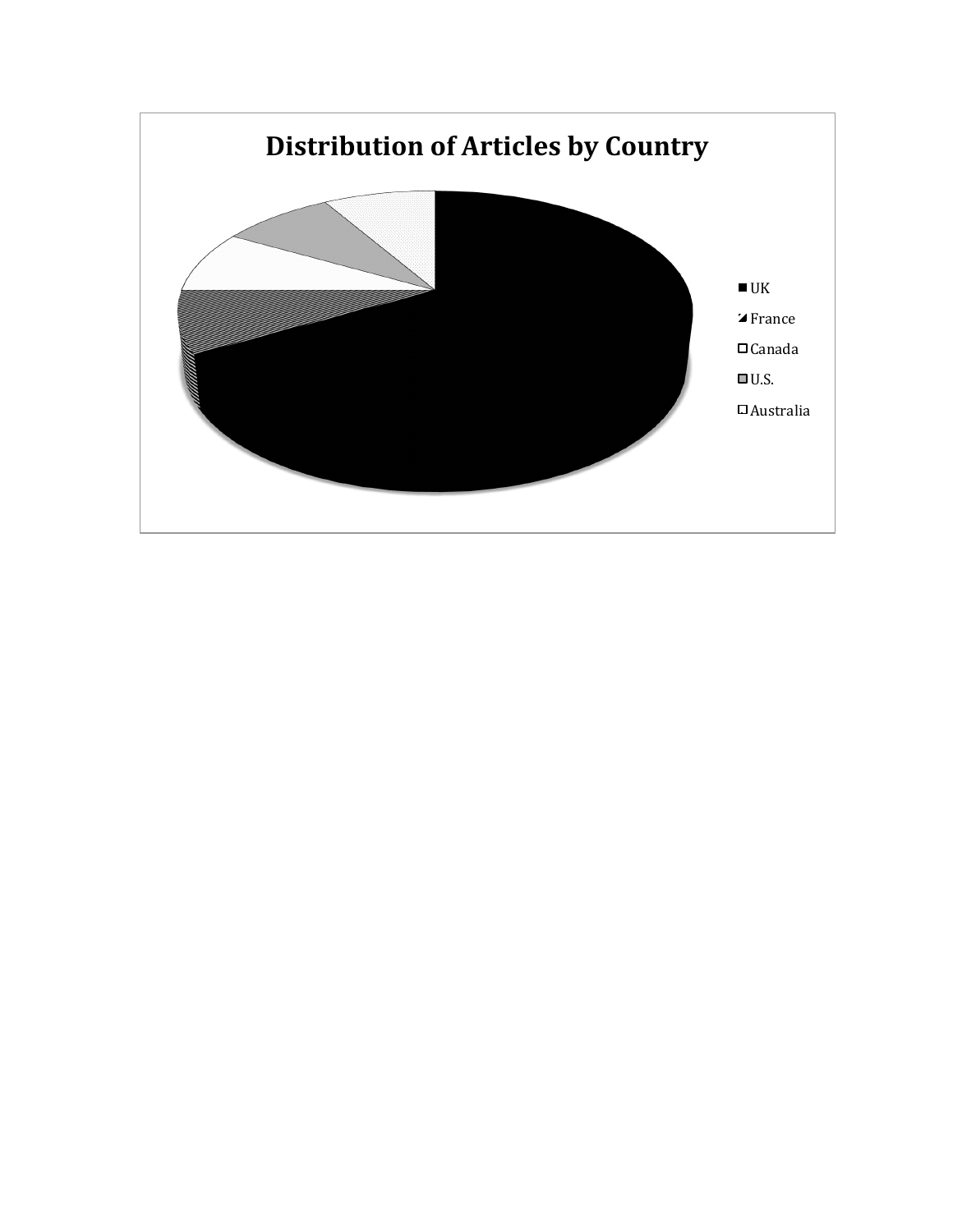Distribution of Articles by Country

UK

France

Canada

U.S.

Australia